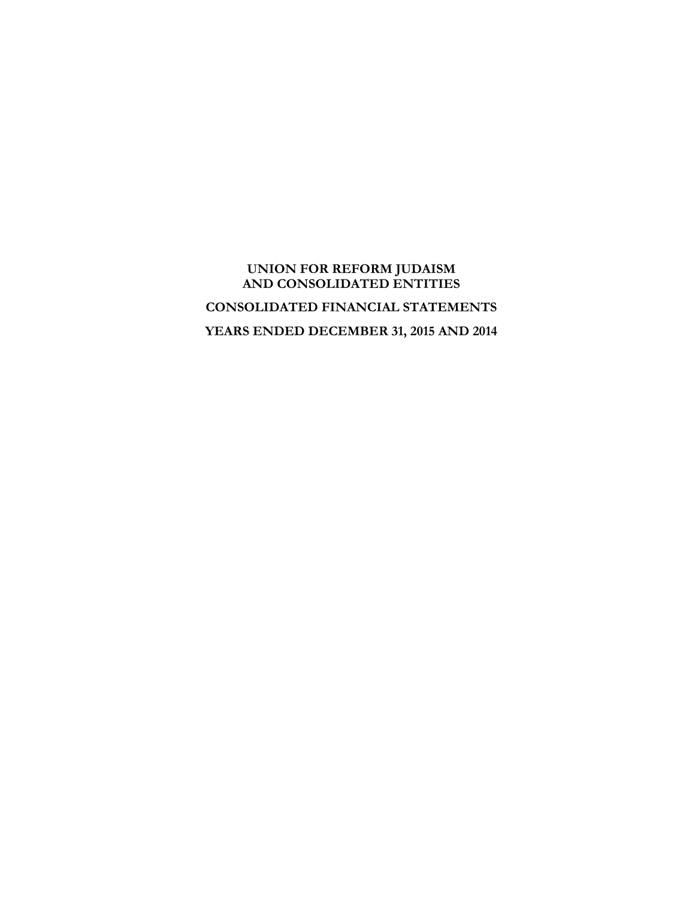# UNION FOR REFORM JUDAISM
# AND CONSOLIDATED ENTITIES

## CONSOLIDATED FINANCIAL STATEMENTS

## YEARS ENDED DECEMBER 31, 2015 AND 2014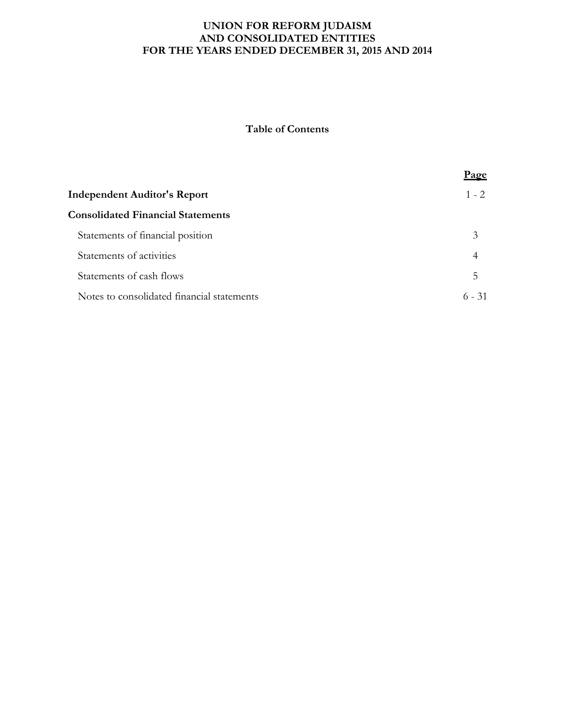# UNION FOR REFORM JUDAISM
# AND CONSOLIDATED ENTITIES
# FOR THE YEARS ENDED DECEMBER 31, 2015 AND 2014

## Table of Contents

| | Page |
|---|---|
| **Independent Auditor's Report** | 1 - 2 |
| **Consolidated Financial Statements** | |
| Statements of financial position | 3 |
| Statements of activities | 4 |
| Statements of cash flows | 5 |
| Notes to consolidated financial statements | 6 - 31 |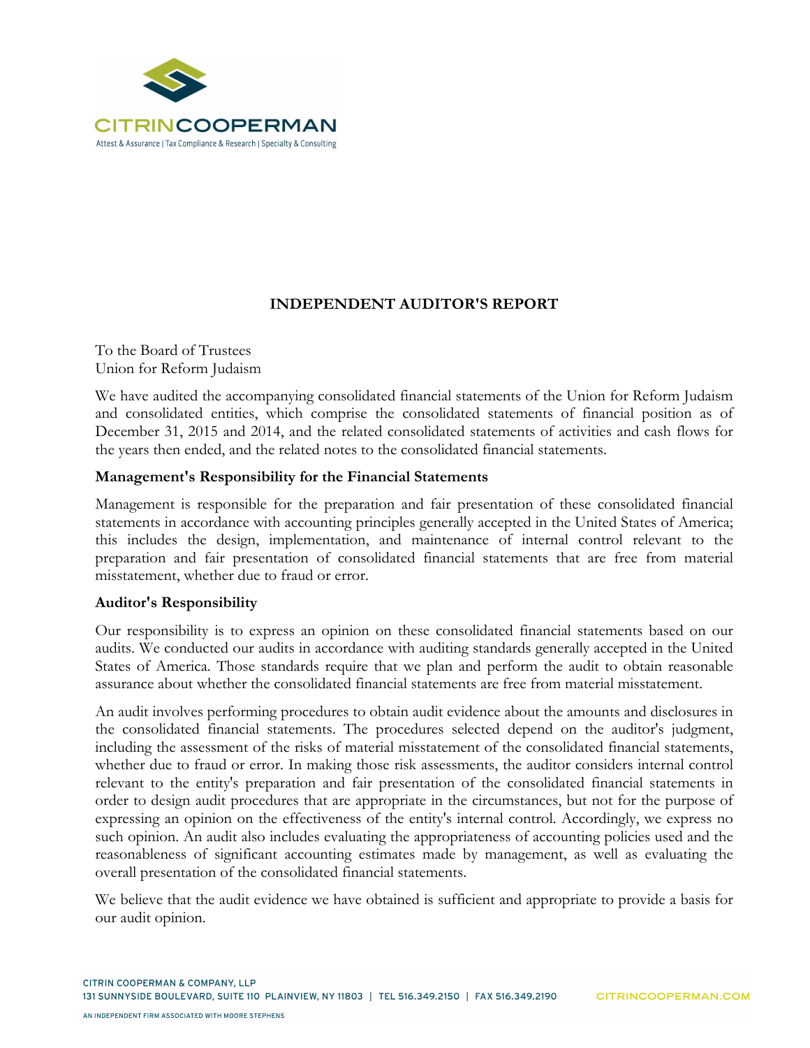# INDEPENDENT AUDITOR'S REPORT

To the Board of Trustees
Union for Reform Judaism

We have audited the accompanying consolidated financial statements of the Union for Reform Judaism and consolidated entities, which comprise the consolidated statements of financial position as of December 31, 2015 and 2014, and the related consolidated statements of activities and cash flows for the years then ended, and the related notes to the consolidated financial statements.

## Management's Responsibility for the Financial Statements

Management is responsible for the preparation and fair presentation of these consolidated financial statements in accordance with accounting principles generally accepted in the United States of America; this includes the design, implementation, and maintenance of internal control relevant to the preparation and fair presentation of consolidated financial statements that are free from material misstatement, whether due to fraud or error.

## Auditor's Responsibility

Our responsibility is to express an opinion on these consolidated financial statements based on our audits. We conducted our audits in accordance with auditing standards generally accepted in the United States of America. Those standards require that we plan and perform the audit to obtain reasonable assurance about whether the consolidated financial statements are free from material misstatement.

An audit involves performing procedures to obtain audit evidence about the amounts and disclosures in the consolidated financial statements. The procedures selected depend on the auditor's judgment, including the assessment of the risks of material misstatement of the consolidated financial statements, whether due to fraud or error. In making those risk assessments, the auditor considers internal control relevant to the entity's preparation and fair presentation of the consolidated financial statements in order to design audit procedures that are appropriate in the circumstances, but not for the purpose of expressing an opinion on the effectiveness of the entity's internal control. Accordingly, we express no such opinion. An audit also includes evaluating the appropriateness of accounting policies used and the reasonableness of significant accounting estimates made by management, as well as evaluating the overall presentation of the consolidated financial statements.

We believe that the audit evidence we have obtained is sufficient and appropriate to provide a basis for our audit opinion.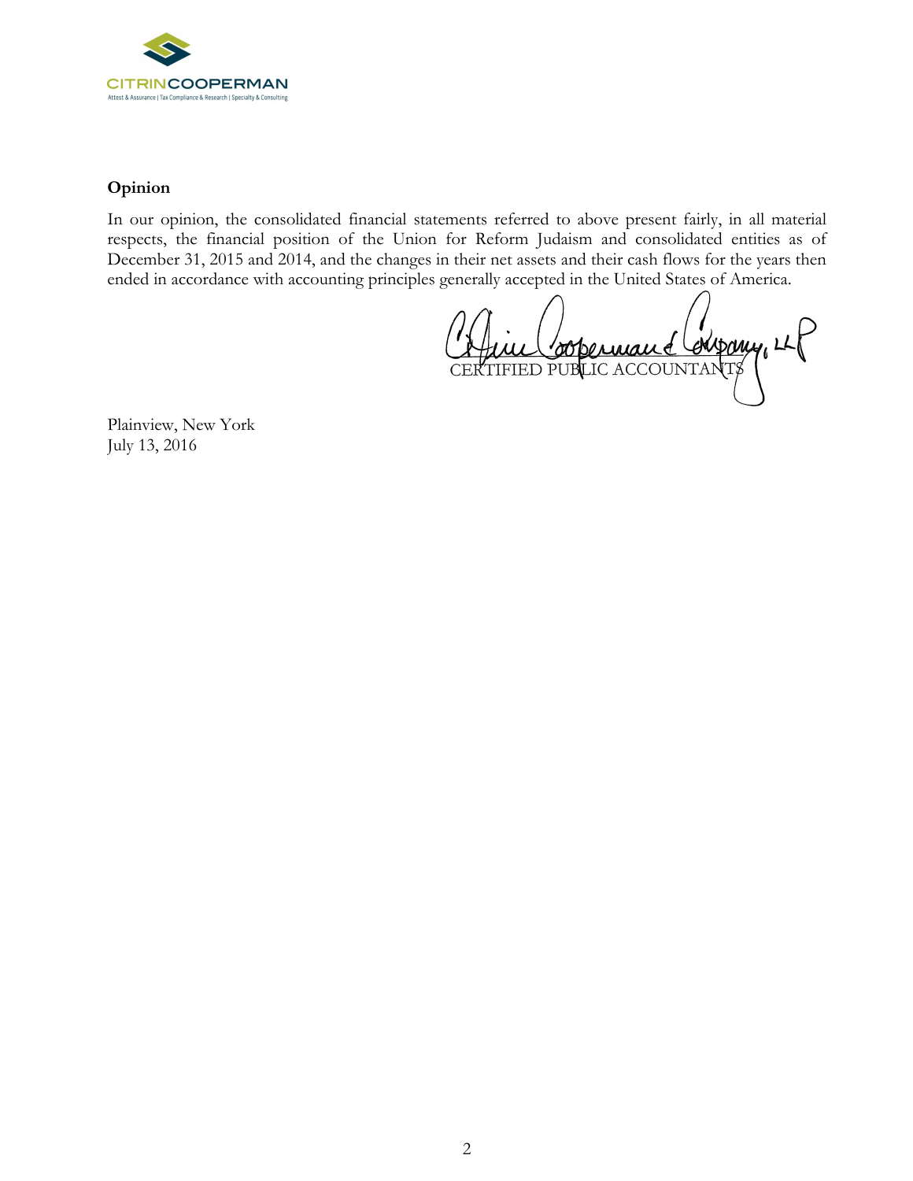CITRINCOOPERMAN
Attest & Assurance | Tax Compliance & Research | Specialty & Consulting

**Opinion**

In our opinion, the consolidated financial statements referred to above present fairly, in all material respects, the financial position of the Union for Reform Judaism and consolidated entities as of December 31, 2015 and 2014, and the changes in their net assets and their cash flows for the years then ended in accordance with accounting principles generally accepted in the United States of America.

Citrin Cooperman & Company, LLP
CERTIFIED PUBLIC ACCOUNTANTS

Plainview, New York
July 13, 2016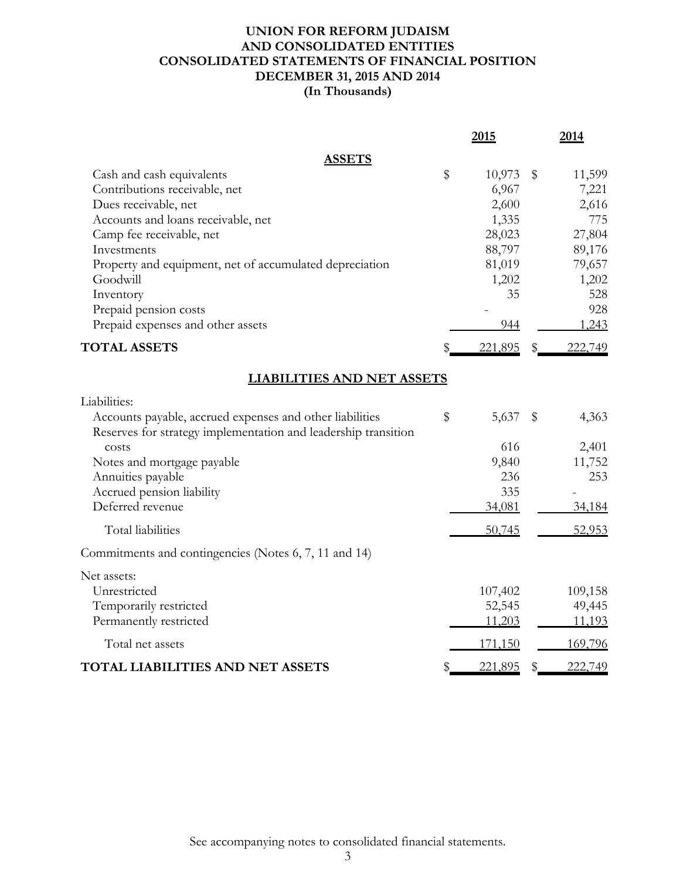# UNION FOR REFORM JUDAISM
# AND CONSOLIDATED ENTITIES
# CONSOLIDATED STATEMENTS OF FINANCIAL POSITION
# DECEMBER 31, 2015 AND 2014
# (In Thousands)

| | 2015 | 2014 |
|---|---|---|
| **ASSETS** | | |
| Cash and cash equivalents | $ 10,973 | $ 11,599 |
| Contributions receivable, net | 6,967 | 7,221 |
| Dues receivable, net | 2,600 | 2,616 |
| Accounts and loans receivable, net | 1,335 | 775 |
| Camp fee receivable, net | 28,023 | 27,804 |
| Investments | 88,797 | 89,176 |
| Property and equipment, net of accumulated depreciation | 81,019 | 79,657 |
| Goodwill | 1,202 | 1,202 |
| Inventory | 35 | 528 |
| Prepaid pension costs | - | 928 |
| Prepaid expenses and other assets | 944 | 1,243 |
| **TOTAL ASSETS** | $ 221,895 | $ 222,749 |
| **LIABILITIES AND NET ASSETS** | | |
| Liabilities: | | |
| Accounts payable, accrued expenses and other liabilities | $ 5,637 | $ 4,363 |
| Reserves for strategy implementation and leadership transition costs | 616 | 2,401 |
| Notes and mortgage payable | 9,840 | 11,752 |
| Annuities payable | 236 | 253 |
| Accrued pension liability | 335 | - |
| Deferred revenue | 34,081 | 34,184 |
| Total liabilities | 50,745 | 52,953 |
| Commitments and contingencies (Notes 6, 7, 11 and 14) | | |
| Net assets: | | |
| Unrestricted | 107,402 | 109,158 |
| Temporarily restricted | 52,545 | 49,445 |
| Permanently restricted | 11,203 | 11,193 |
| Total net assets | 171,150 | 169,796 |
| **TOTAL LIABILITIES AND NET ASSETS** | $ 221,895 | $ 222,749 |

See accompanying notes to consolidated financial statements.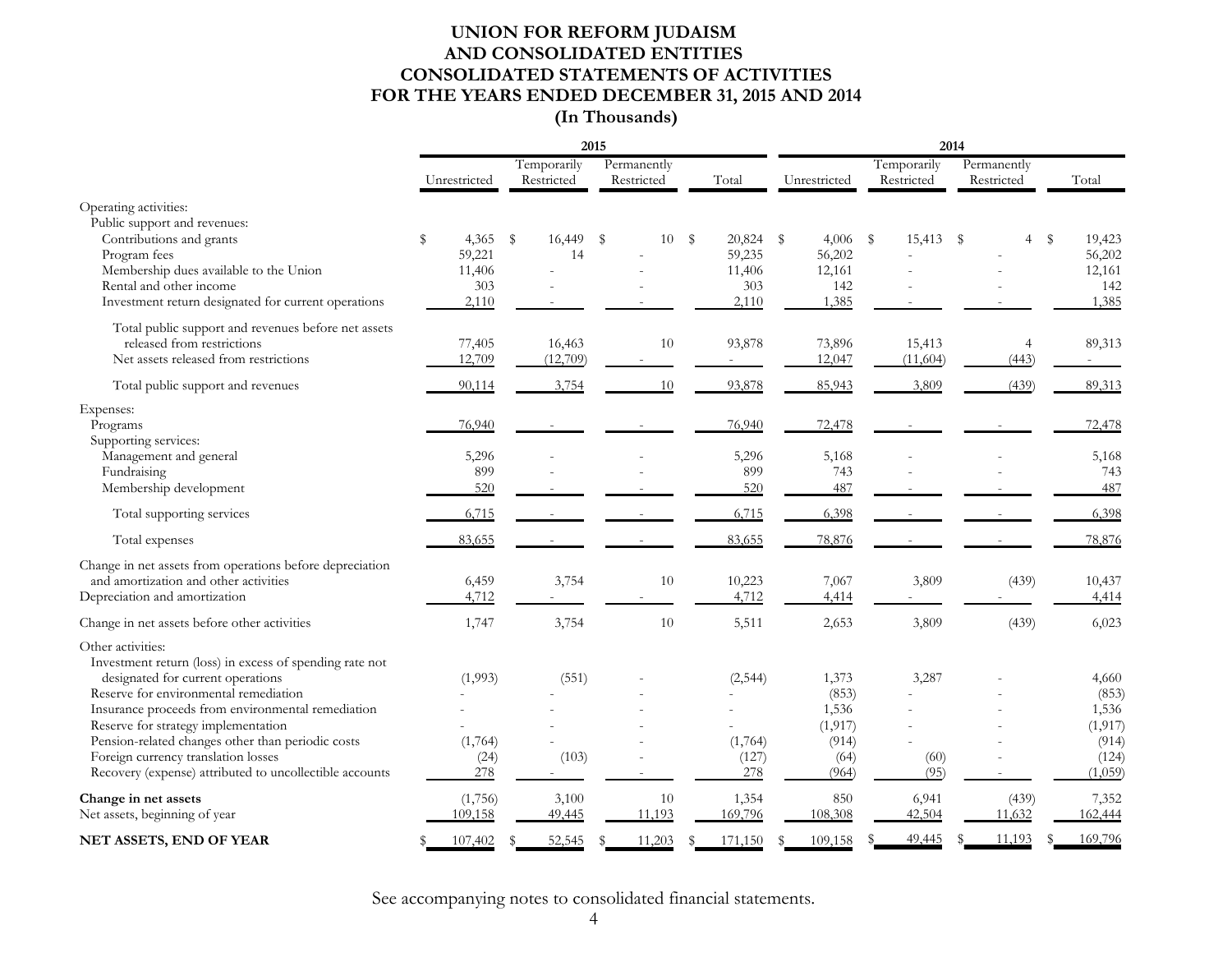# UNION FOR REFORM JUDAISM
# AND CONSOLIDATED ENTITIES
# CONSOLIDATED STATEMENTS OF ACTIVITIES
# FOR THE YEARS ENDED DECEMBER 31, 2015 AND 2014
# (In Thousands)

| | 2015 | | | | 2014 | | | |
|---|---|---|---|---|---|---|---|---|
| | Unrestricted | Temporarily Restricted | Permanently Restricted | Total | Unrestricted | Temporarily Restricted | Permanently Restricted | Total |
| Operating activities: | | | | | | | | |
| Public support and revenues: | | | | | | | | |
| Contributions and grants | $ 4,365 | $ 16,449 | $ 10 | $ 20,824 | $ 4,006 | $ 15,413 | $ 4 | $ 19,423 |
| Program fees | 59,221 | 14 | - | 59,235 | 56,202 | - | - | 56,202 |
| Membership dues available to the Union | 11,406 | - | - | 11,406 | 12,161 | - | - | 12,161 |
| Rental and other income | 303 | - | - | 303 | 142 | - | - | 142 |
| Investment return designated for current operations | 2,110 | - | - | 2,110 | 1,385 | - | - | 1,385 |
| Total public support and revenues before net assets released from restrictions | 77,405 | 16,463 | 10 | 93,878 | 73,896 | 15,413 | 4 | 89,313 |
| Net assets released from restrictions | 12,709 | (12,709) | - | - | 12,047 | (11,604) | (443) | - |
| Total public support and revenues | 90,114 | 3,754 | 10 | 93,878 | 85,943 | 3,809 | (439) | 89,313 |
| Expenses: | | | | | | | | |
| Programs | 76,940 | - | - | 76,940 | 72,478 | - | - | 72,478 |
| Supporting services: | | | | | | | | |
| Management and general | 5,296 | - | - | 5,296 | 5,168 | - | - | 5,168 |
| Fundraising | 899 | - | - | 899 | 743 | - | - | 743 |
| Membership development | 520 | - | - | 520 | 487 | - | - | 487 |
| Total supporting services | 6,715 | - | - | 6,715 | 6,398 | - | - | 6,398 |
| Total expenses | 83,655 | - | - | 83,655 | 78,876 | - | - | 78,876 |
| Change in net assets from operations before depreciation and amortization and other activities | 6,459 | 3,754 | 10 | 10,223 | 7,067 | 3,809 | (439) | 10,437 |
| Depreciation and amortization | 4,712 | - | - | 4,712 | 4,414 | - | - | 4,414 |
| Change in net assets before other activities | 1,747 | 3,754 | 10 | 5,511 | 2,653 | 3,809 | (439) | 6,023 |
| Other activities: | | | | | | | | |
| Investment return (loss) in excess of spending rate not designated for current operations | (1,993) | (551) | - | (2,544) | 1,373 | 3,287 | - | 4,660 |
| Reserve for environmental remediation | - | - | - | - | (853) | - | - | (853) |
| Insurance proceeds from environmental remediation | - | - | - | - | 1,536 | - | - | 1,536 |
| Reserve for strategy implementation | - | - | - | - | (1,917) | - | - | (1,917) |
| Pension-related changes other than periodic costs | (1,764) | - | - | (1,764) | (914) | - | - | (914) |
| Foreign currency translation losses | (24) | (103) | - | (127) | (64) | (60) | - | (124) |
| Recovery (expense) attributed to uncollectible accounts | 278 | - | - | 278 | (964) | (95) | - | (1,059) |
| **Change in net assets** | (1,756) | 3,100 | 10 | 1,354 | 850 | 6,941 | (439) | 7,352 |
| Net assets, beginning of year | 109,158 | 49,445 | 11,193 | 169,796 | 108,308 | 42,504 | 11,632 | 162,444 |
| **NET ASSETS, END OF YEAR** | $ 107,402 | $ 52,545 | $ 11,203 | $ 171,150 | $ 109,158 | $ 49,445 | $ 11,193 | $ 169,796 |

See accompanying notes to consolidated financial statements.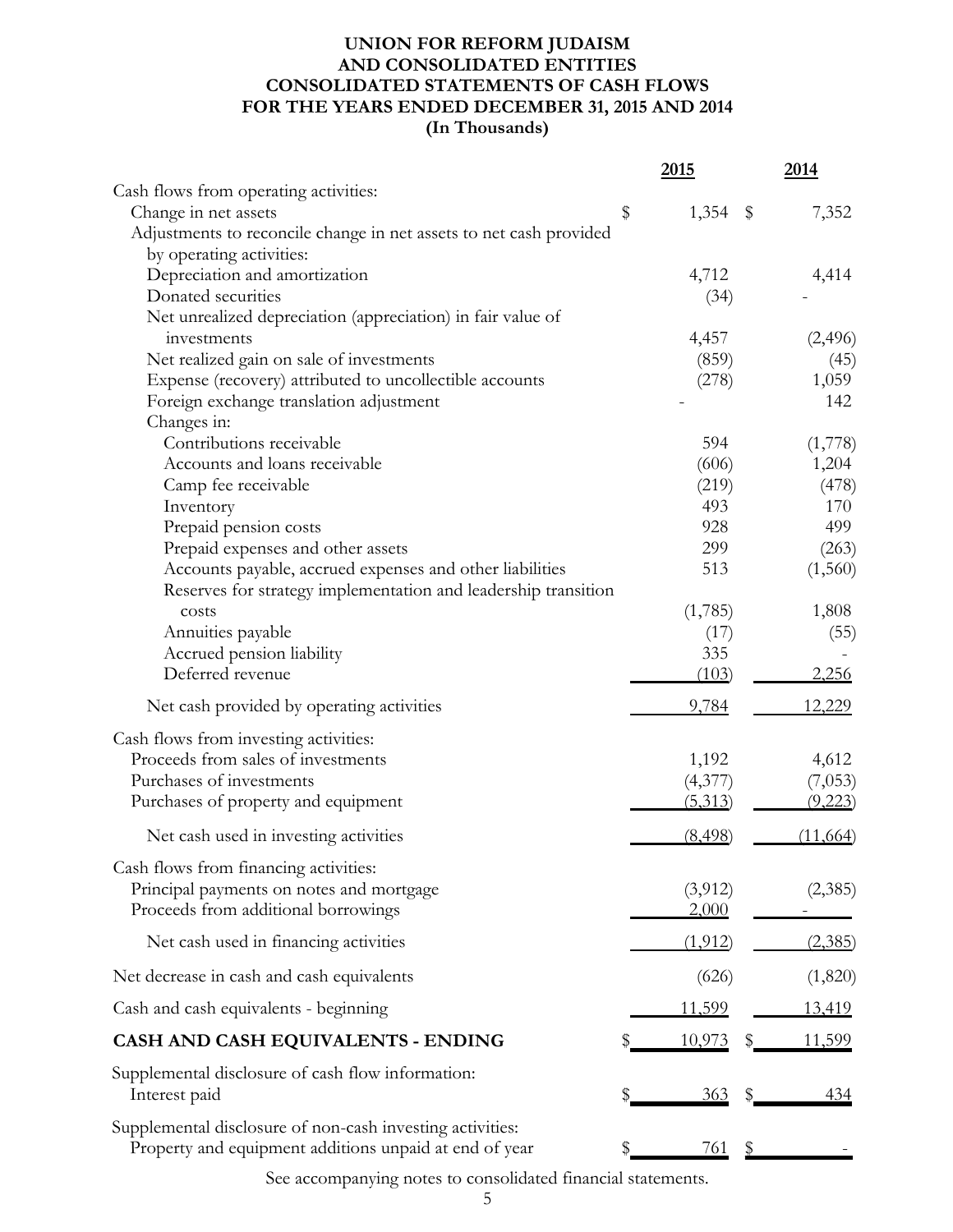# UNION FOR REFORM JUDAISM
# AND CONSOLIDATED ENTITIES
# CONSOLIDATED STATEMENTS OF CASH FLOWS
# FOR THE YEARS ENDED DECEMBER 31, 2015 AND 2014
# (In Thousands)

| | 2015 | 2014 |
|---|---|---|
| Cash flows from operating activities: | | |
| Change in net assets | $ 1,354 | $ 7,352 |
| Adjustments to reconcile change in net assets to net cash provided by operating activities: | | |
| Depreciation and amortization | 4,712 | 4,414 |
| Donated securities | (34) | - |
| Net unrealized depreciation (appreciation) in fair value of investments | 4,457 | (2,496) |
| Net realized gain on sale of investments | (859) | (45) |
| Expense (recovery) attributed to uncollectible accounts | (278) | 1,059 |
| Foreign exchange translation adjustment | - | 142 |
| Changes in: | | |
| Contributions receivable | 594 | (1,778) |
| Accounts and loans receivable | (606) | 1,204 |
| Camp fee receivable | (219) | (478) |
| Inventory | 493 | 170 |
| Prepaid pension costs | 928 | 499 |
| Prepaid expenses and other assets | 299 | (263) |
| Accounts payable, accrued expenses and other liabilities | 513 | (1,560) |
| Reserves for strategy implementation and leadership transition costs | (1,785) | 1,808 |
| Annuities payable | (17) | (55) |
| Accrued pension liability | 335 | - |
| Deferred revenue | (103) | 2,256 |
| Net cash provided by operating activities | 9,784 | 12,229 |
| Cash flows from investing activities: | | |
| Proceeds from sales of investments | 1,192 | 4,612 |
| Purchases of investments | (4,377) | (7,053) |
| Purchases of property and equipment | (5,313) | (9,223) |
| Net cash used in investing activities | (8,498) | (11,664) |
| Cash flows from financing activities: | | |
| Principal payments on notes and mortgage | (3,912) | (2,385) |
| Proceeds from additional borrowings | 2,000 | - |
| Net cash used in financing activities | (1,912) | (2,385) |
| Net decrease in cash and cash equivalents | (626) | (1,820) |
| Cash and cash equivalents - beginning | 11,599 | 13,419 |
| **CASH AND CASH EQUIVALENTS - ENDING** | $ 10,973 | $ 11,599 |
| Supplemental disclosure of cash flow information: | | |
| Interest paid | $ 363 | $ 434 |
| Supplemental disclosure of non-cash investing activities: | | |
| Property and equipment additions unpaid at end of year | $ 761 | $ - |

See accompanying notes to consolidated financial statements.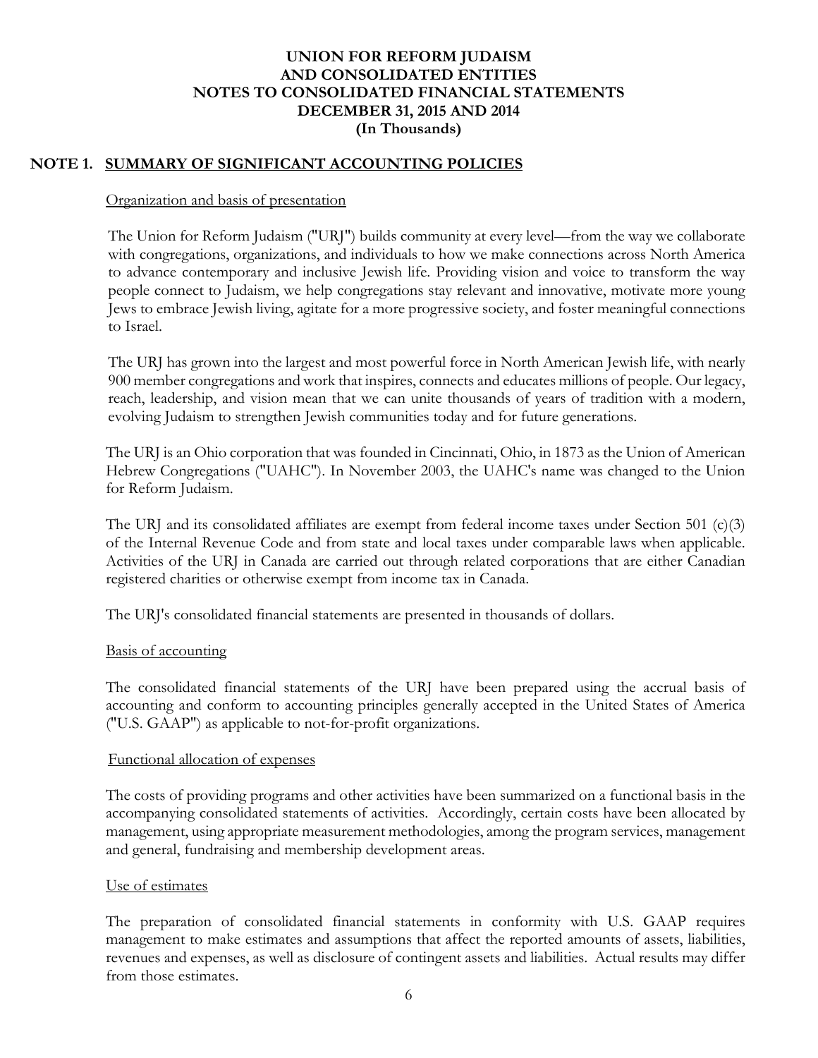# UNION FOR REFORM JUDAISM
# AND CONSOLIDATED ENTITIES
# NOTES TO CONSOLIDATED FINANCIAL STATEMENTS
# DECEMBER 31, 2015 AND 2014
# (In Thousands)

## NOTE 1. SUMMARY OF SIGNIFICANT ACCOUNTING POLICIES

### Organization and basis of presentation

The Union for Reform Judaism ("URJ") builds community at every level—from the way we collaborate with congregations, organizations, and individuals to how we make connections across North America to advance contemporary and inclusive Jewish life. Providing vision and voice to transform the way people connect to Judaism, we help congregations stay relevant and innovative, motivate more young Jews to embrace Jewish living, agitate for a more progressive society, and foster meaningful connections to Israel.

The URJ has grown into the largest and most powerful force in North American Jewish life, with nearly 900 member congregations and work that inspires, connects and educates millions of people. Our legacy, reach, leadership, and vision mean that we can unite thousands of years of tradition with a modern, evolving Judaism to strengthen Jewish communities today and for future generations.

The URJ is an Ohio corporation that was founded in Cincinnati, Ohio, in 1873 as the Union of American Hebrew Congregations ("UAHC"). In November 2003, the UAHC's name was changed to the Union for Reform Judaism.

The URJ and its consolidated affiliates are exempt from federal income taxes under Section 501 (c)(3) of the Internal Revenue Code and from state and local taxes under comparable laws when applicable. Activities of the URJ in Canada are carried out through related corporations that are either Canadian registered charities or otherwise exempt from income tax in Canada.

The URJ's consolidated financial statements are presented in thousands of dollars.

### Basis of accounting

The consolidated financial statements of the URJ have been prepared using the accrual basis of accounting and conform to accounting principles generally accepted in the United States of America ("U.S. GAAP") as applicable to not-for-profit organizations.

### Functional allocation of expenses

The costs of providing programs and other activities have been summarized on a functional basis in the accompanying consolidated statements of activities. Accordingly, certain costs have been allocated by management, using appropriate measurement methodologies, among the program services, management and general, fundraising and membership development areas.

### Use of estimates

The preparation of consolidated financial statements in conformity with U.S. GAAP requires management to make estimates and assumptions that affect the reported amounts of assets, liabilities, revenues and expenses, as well as disclosure of contingent assets and liabilities. Actual results may differ from those estimates.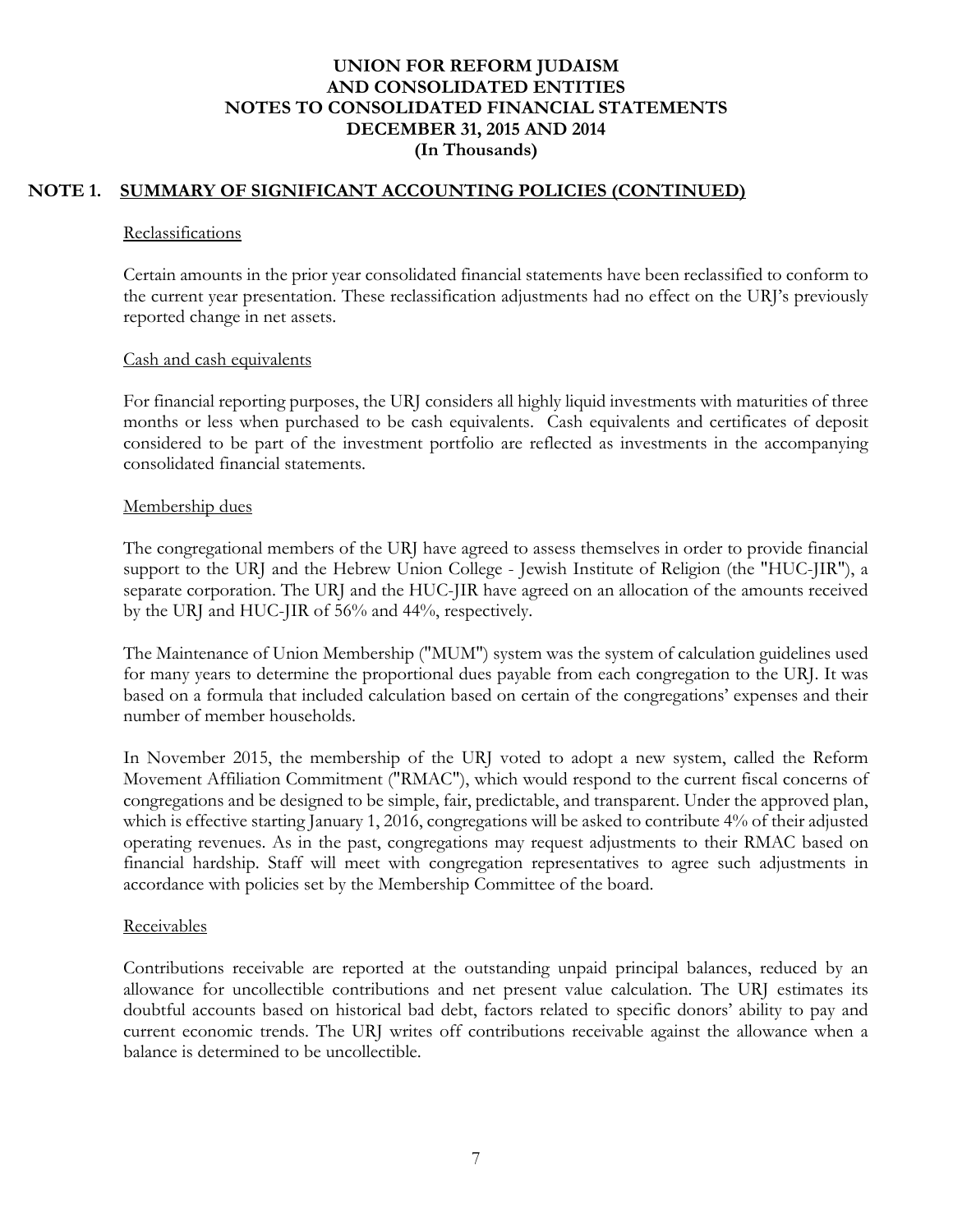# UNION FOR REFORM JUDAISM AND CONSOLIDATED ENTITIES NOTES TO CONSOLIDATED FINANCIAL STATEMENTS DECEMBER 31, 2015 AND 2014 (In Thousands)

## NOTE 1. SUMMARY OF SIGNIFICANT ACCOUNTING POLICIES (CONTINUED)

### Reclassifications

Certain amounts in the prior year consolidated financial statements have been reclassified to conform to the current year presentation. These reclassification adjustments had no effect on the URJ's previously reported change in net assets.

### Cash and cash equivalents

For financial reporting purposes, the URJ considers all highly liquid investments with maturities of three months or less when purchased to be cash equivalents. Cash equivalents and certificates of deposit considered to be part of the investment portfolio are reflected as investments in the accompanying consolidated financial statements.

### Membership dues

The congregational members of the URJ have agreed to assess themselves in order to provide financial support to the URJ and the Hebrew Union College - Jewish Institute of Religion (the "HUC-JIR"), a separate corporation. The URJ and the HUC-JIR have agreed on an allocation of the amounts received by the URJ and HUC-JIR of 56% and 44%, respectively.

The Maintenance of Union Membership ("MUM") system was the system of calculation guidelines used for many years to determine the proportional dues payable from each congregation to the URJ. It was based on a formula that included calculation based on certain of the congregations' expenses and their number of member households.

In November 2015, the membership of the URJ voted to adopt a new system, called the Reform Movement Affiliation Commitment ("RMAC"), which would respond to the current fiscal concerns of congregations and be designed to be simple, fair, predictable, and transparent. Under the approved plan, which is effective starting January 1, 2016, congregations will be asked to contribute 4% of their adjusted operating revenues. As in the past, congregations may request adjustments to their RMAC based on financial hardship. Staff will meet with congregation representatives to agree such adjustments in accordance with policies set by the Membership Committee of the board.

### Receivables

Contributions receivable are reported at the outstanding unpaid principal balances, reduced by an allowance for uncollectible contributions and net present value calculation. The URJ estimates its doubtful accounts based on historical bad debt, factors related to specific donors' ability to pay and current economic trends. The URJ writes off contributions receivable against the allowance when a balance is determined to be uncollectible.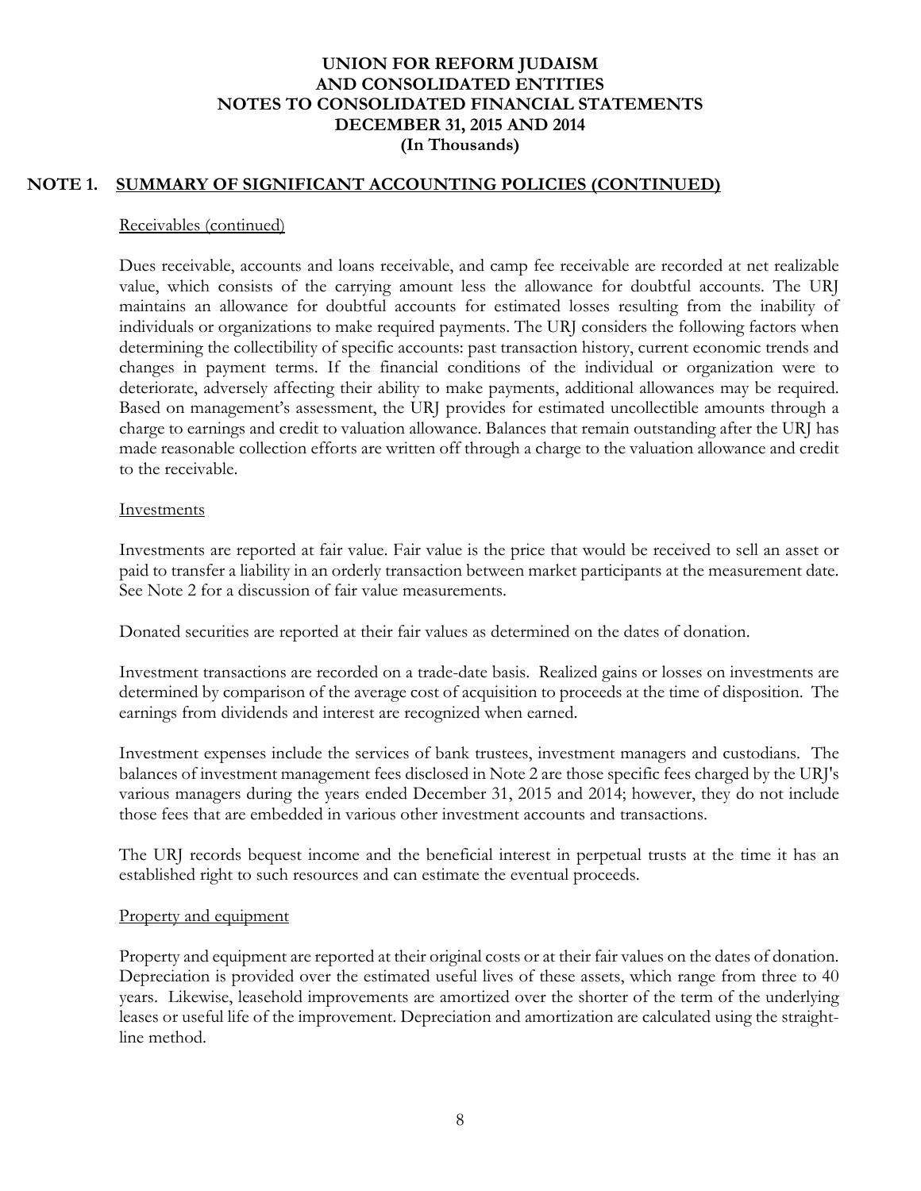## NOTE 1. SUMMARY OF SIGNIFICANT ACCOUNTING POLICIES (CONTINUED)

Receivables (continued)

Dues receivable, accounts and loans receivable, and camp fee receivable are recorded at net realizable value, which consists of the carrying amount less the allowance for doubtful accounts. The URJ maintains an allowance for doubtful accounts for estimated losses resulting from the inability of individuals or organizations to make required payments. The URJ considers the following factors when determining the collectibility of specific accounts: past transaction history, current economic trends and changes in payment terms. If the financial conditions of the individual or organization were to deteriorate, adversely affecting their ability to make payments, additional allowances may be required. Based on management's assessment, the URJ provides for estimated uncollectible amounts through a charge to earnings and credit to valuation allowance. Balances that remain outstanding after the URJ has made reasonable collection efforts are written off through a charge to the valuation allowance and credit to the receivable.

Investments

Investments are reported at fair value. Fair value is the price that would be received to sell an asset or paid to transfer a liability in an orderly transaction between market participants at the measurement date. See Note 2 for a discussion of fair value measurements.

Donated securities are reported at their fair values as determined on the dates of donation.

Investment transactions are recorded on a trade-date basis. Realized gains or losses on investments are determined by comparison of the average cost of acquisition to proceeds at the time of disposition. The earnings from dividends and interest are recognized when earned.

Investment expenses include the services of bank trustees, investment managers and custodians. The balances of investment management fees disclosed in Note 2 are those specific fees charged by the URJ's various managers during the years ended December 31, 2015 and 2014; however, they do not include those fees that are embedded in various other investment accounts and transactions.

The URJ records bequest income and the beneficial interest in perpetual trusts at the time it has an established right to such resources and can estimate the eventual proceeds.

Property and equipment

Property and equipment are reported at their original costs or at their fair values on the dates of donation. Depreciation is provided over the estimated useful lives of these assets, which range from three to 40 years. Likewise, leasehold improvements are amortized over the shorter of the term of the underlying leases or useful life of the improvement. Depreciation and amortization are calculated using the straight-line method.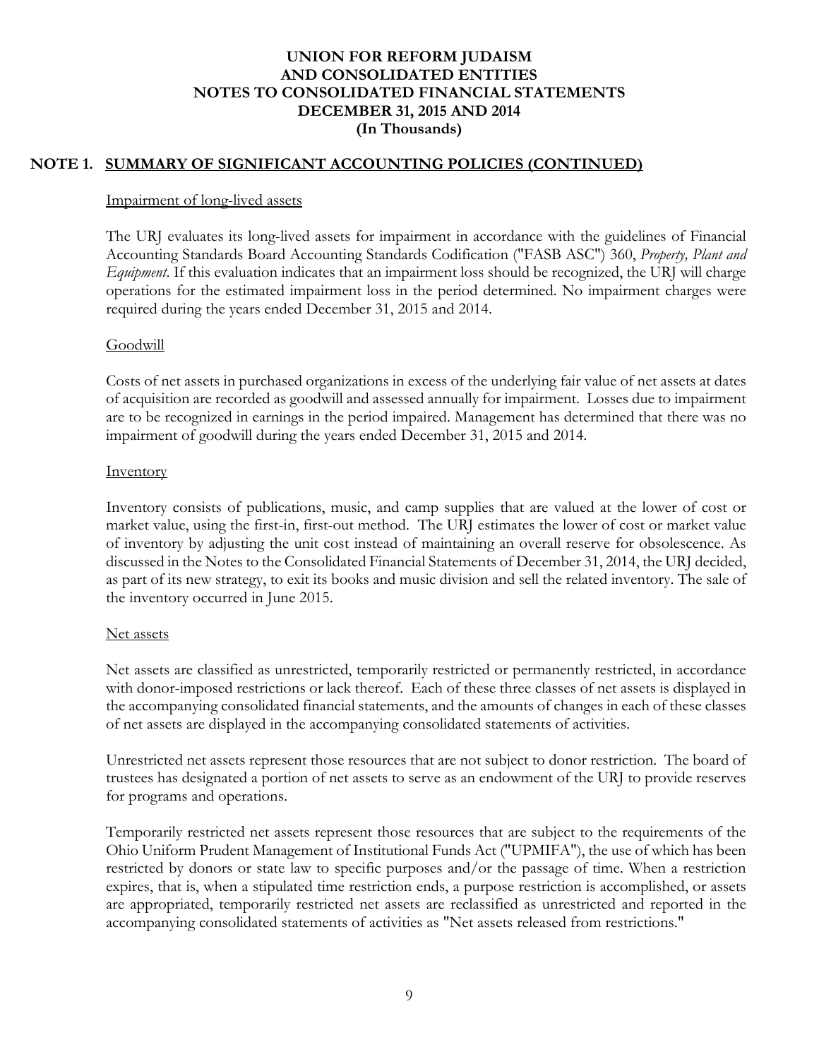# UNION FOR REFORM JUDAISM AND CONSOLIDATED ENTITIES NOTES TO CONSOLIDATED FINANCIAL STATEMENTS DECEMBER 31, 2015 AND 2014 (In Thousands)

## NOTE 1. SUMMARY OF SIGNIFICANT ACCOUNTING POLICIES (CONTINUED)

### Impairment of long-lived assets

The URJ evaluates its long-lived assets for impairment in accordance with the guidelines of Financial Accounting Standards Board Accounting Standards Codification ("FASB ASC") 360, *Property, Plant and Equipment*. If this evaluation indicates that an impairment loss should be recognized, the URJ will charge operations for the estimated impairment loss in the period determined. No impairment charges were required during the years ended December 31, 2015 and 2014.

### Goodwill

Costs of net assets in purchased organizations in excess of the underlying fair value of net assets at dates of acquisition are recorded as goodwill and assessed annually for impairment. Losses due to impairment are to be recognized in earnings in the period impaired. Management has determined that there was no impairment of goodwill during the years ended December 31, 2015 and 2014.

### Inventory

Inventory consists of publications, music, and camp supplies that are valued at the lower of cost or market value, using the first-in, first-out method. The URJ estimates the lower of cost or market value of inventory by adjusting the unit cost instead of maintaining an overall reserve for obsolescence. As discussed in the Notes to the Consolidated Financial Statements of December 31, 2014, the URJ decided, as part of its new strategy, to exit its books and music division and sell the related inventory. The sale of the inventory occurred in June 2015.

### Net assets

Net assets are classified as unrestricted, temporarily restricted or permanently restricted, in accordance with donor-imposed restrictions or lack thereof. Each of these three classes of net assets is displayed in the accompanying consolidated financial statements, and the amounts of changes in each of these classes of net assets are displayed in the accompanying consolidated statements of activities.

Unrestricted net assets represent those resources that are not subject to donor restriction. The board of trustees has designated a portion of net assets to serve as an endowment of the URJ to provide reserves for programs and operations.

Temporarily restricted net assets represent those resources that are subject to the requirements of the Ohio Uniform Prudent Management of Institutional Funds Act ("UPMIFA"), the use of which has been restricted by donors or state law to specific purposes and/or the passage of time. When a restriction expires, that is, when a stipulated time restriction ends, a purpose restriction is accomplished, or assets are appropriated, temporarily restricted net assets are reclassified as unrestricted and reported in the accompanying consolidated statements of activities as "Net assets released from restrictions."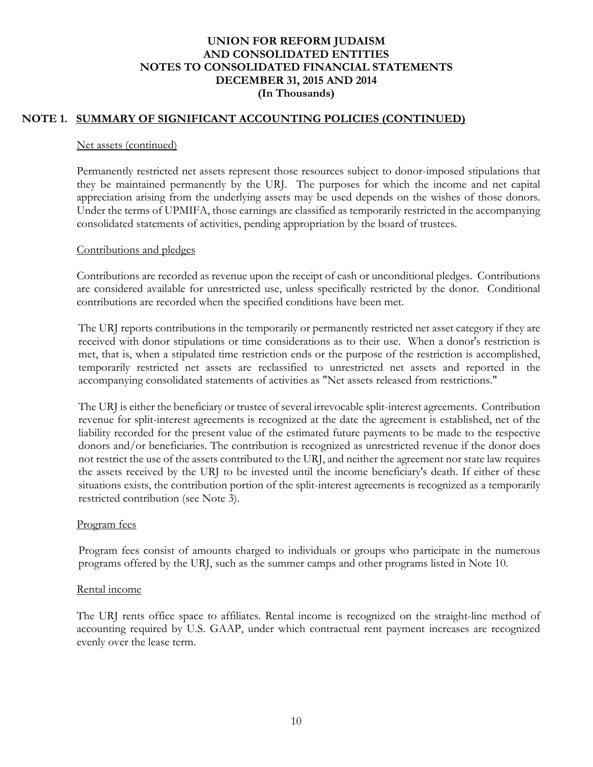# UNION FOR REFORM JUDAISM
# AND CONSOLIDATED ENTITIES
# NOTES TO CONSOLIDATED FINANCIAL STATEMENTS
# DECEMBER 31, 2015 AND 2014
# (In Thousands)

## NOTE 1. SUMMARY OF SIGNIFICANT ACCOUNTING POLICIES (CONTINUED)

### Net assets (continued)

Permanently restricted net assets represent those resources subject to donor-imposed stipulations that they be maintained permanently by the URJ. The purposes for which the income and net capital appreciation arising from the underlying assets may be used depends on the wishes of those donors. Under the terms of UPMIFA, those earnings are classified as temporarily restricted in the accompanying consolidated statements of activities, pending appropriation by the board of trustees.

### Contributions and pledges

Contributions are recorded as revenue upon the receipt of cash or unconditional pledges. Contributions are considered available for unrestricted use, unless specifically restricted by the donor. Conditional contributions are recorded when the specified conditions have been met.

The URJ reports contributions in the temporarily or permanently restricted net asset category if they are received with donor stipulations or time considerations as to their use. When a donor's restriction is met, that is, when a stipulated time restriction ends or the purpose of the restriction is accomplished, temporarily restricted net assets are reclassified to unrestricted net assets and reported in the accompanying consolidated statements of activities as "Net assets released from restrictions."

The URJ is either the beneficiary or trustee of several irrevocable split-interest agreements. Contribution revenue for split-interest agreements is recognized at the date the agreement is established, net of the liability recorded for the present value of the estimated future payments to be made to the respective donors and/or beneficiaries. The contribution is recognized as unrestricted revenue if the donor does not restrict the use of the assets contributed to the URJ, and neither the agreement nor state law requires the assets received by the URJ to be invested until the income beneficiary's death. If either of these situations exists, the contribution portion of the split-interest agreements is recognized as a temporarily restricted contribution (see Note 3).

### Program fees

Program fees consist of amounts charged to individuals or groups who participate in the numerous programs offered by the URJ, such as the summer camps and other programs listed in Note 10.

### Rental income

The URJ rents office space to affiliates. Rental income is recognized on the straight-line method of accounting required by U.S. GAAP, under which contractual rent payment increases are recognized evenly over the lease term.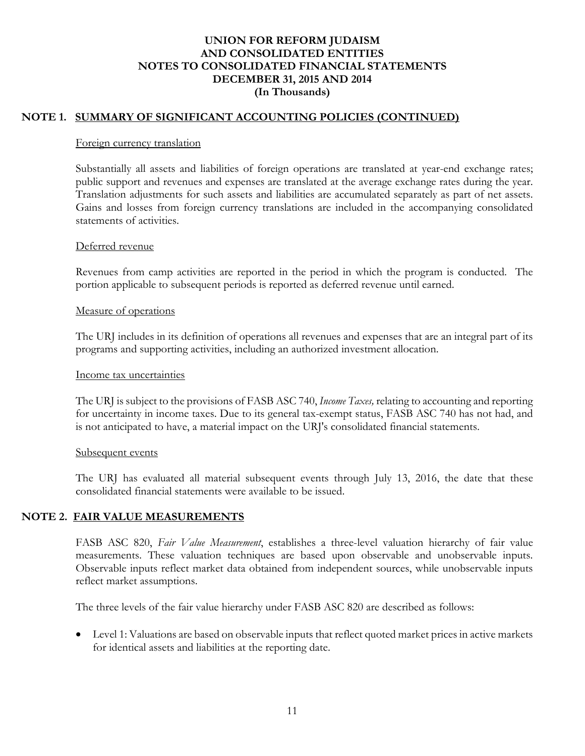# UNION FOR REFORM JUDAISM AND CONSOLIDATED ENTITIES NOTES TO CONSOLIDATED FINANCIAL STATEMENTS DECEMBER 31, 2015 AND 2014 (In Thousands)

## NOTE 1. SUMMARY OF SIGNIFICANT ACCOUNTING POLICIES (CONTINUED)

### Foreign currency translation

Substantially all assets and liabilities of foreign operations are translated at year-end exchange rates; public support and revenues and expenses are translated at the average exchange rates during the year. Translation adjustments for such assets and liabilities are accumulated separately as part of net assets. Gains and losses from foreign currency translations are included in the accompanying consolidated statements of activities.

### Deferred revenue

Revenues from camp activities are reported in the period in which the program is conducted. The portion applicable to subsequent periods is reported as deferred revenue until earned.

### Measure of operations

The URJ includes in its definition of operations all revenues and expenses that are an integral part of its programs and supporting activities, including an authorized investment allocation.

### Income tax uncertainties

The URJ is subject to the provisions of FASB ASC 740, *Income Taxes,* relating to accounting and reporting for uncertainty in income taxes. Due to its general tax-exempt status, FASB ASC 740 has not had, and is not anticipated to have, a material impact on the URJ's consolidated financial statements.

### Subsequent events

The URJ has evaluated all material subsequent events through July 13, 2016, the date that these consolidated financial statements were available to be issued.

## NOTE 2. FAIR VALUE MEASUREMENTS

FASB ASC 820, *Fair Value Measurement*, establishes a three-level valuation hierarchy of fair value measurements. These valuation techniques are based upon observable and unobservable inputs. Observable inputs reflect market data obtained from independent sources, while unobservable inputs reflect market assumptions.

The three levels of the fair value hierarchy under FASB ASC 820 are described as follows:

- Level 1: Valuations are based on observable inputs that reflect quoted market prices in active markets for identical assets and liabilities at the reporting date.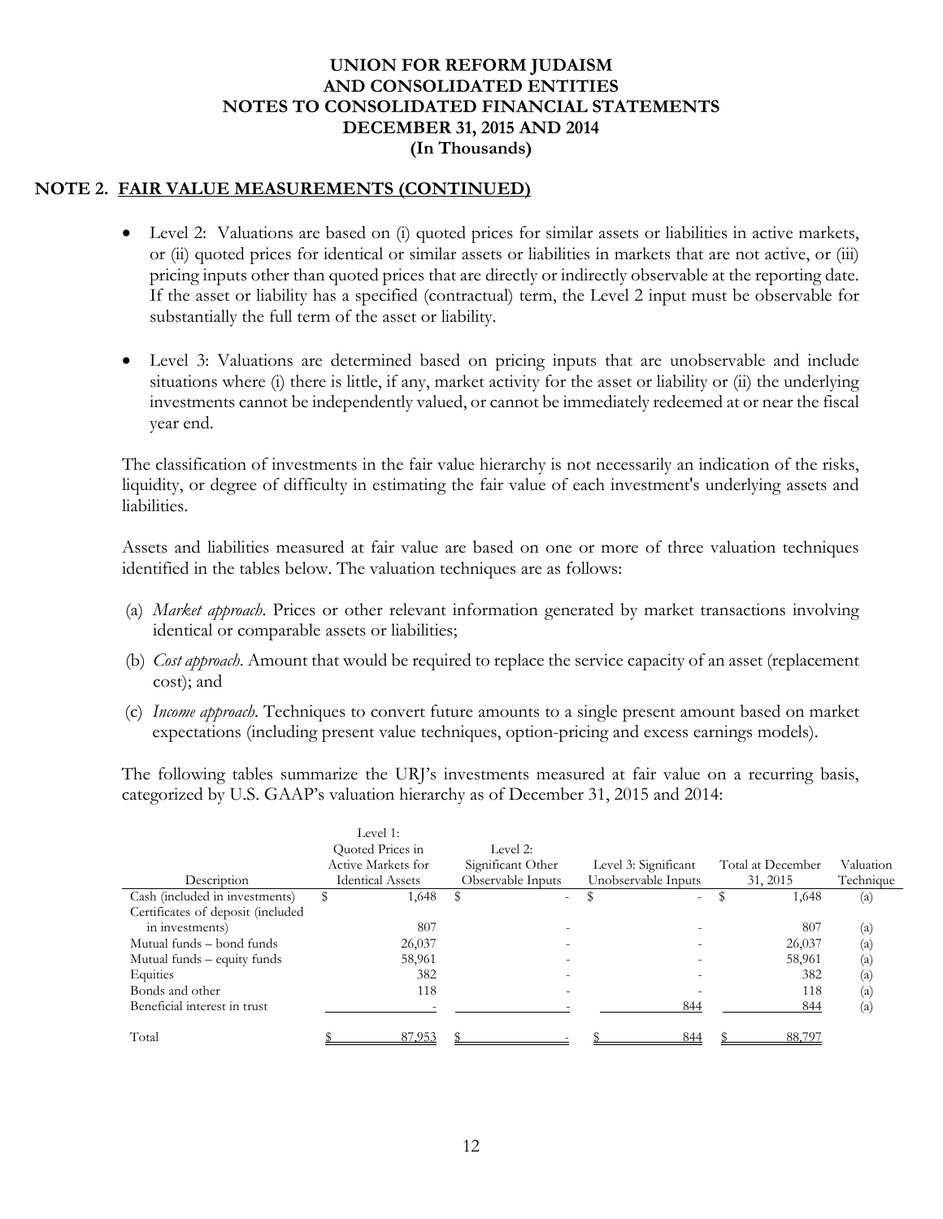# UNION FOR REFORM JUDAISM
# AND CONSOLIDATED ENTITIES
# NOTES TO CONSOLIDATED FINANCIAL STATEMENTS
# DECEMBER 31, 2015 AND 2014
# (In Thousands)

## NOTE 2. FAIR VALUE MEASUREMENTS (CONTINUED)

- Level 2: Valuations are based on (i) quoted prices for similar assets or liabilities in active markets, or (ii) quoted prices for identical or similar assets or liabilities in markets that are not active, or (iii) pricing inputs other than quoted prices that are directly or indirectly observable at the reporting date. If the asset or liability has a specified (contractual) term, the Level 2 input must be observable for substantially the full term of the asset or liability.

- Level 3: Valuations are determined based on pricing inputs that are unobservable and include situations where (i) there is little, if any, market activity for the asset or liability or (ii) the underlying investments cannot be independently valued, or cannot be immediately redeemed at or near the fiscal year end.

The classification of investments in the fair value hierarchy is not necessarily an indication of the risks, liquidity, or degree of difficulty in estimating the fair value of each investment's underlying assets and liabilities.

Assets and liabilities measured at fair value are based on one or more of three valuation techniques identified in the tables below. The valuation techniques are as follows:

(a) *Market approach*. Prices or other relevant information generated by market transactions involving identical or comparable assets or liabilities;

(b) *Cost approach*. Amount that would be required to replace the service capacity of an asset (replacement cost); and

(c) *Income approach*. Techniques to convert future amounts to a single present amount based on market expectations (including present value techniques, option-pricing and excess earnings models).

The following tables summarize the URJ's investments measured at fair value on a recurring basis, categorized by U.S. GAAP's valuation hierarchy as of December 31, 2015 and 2014:

| Description | Level 1: Quoted Prices in Active Markets for Identical Assets | Level 2: Significant Other Observable Inputs | Level 3: Significant Unobservable Inputs | Total at December 31, 2015 | Valuation Technique |
|---|---|---|---|---|---|
| Cash (included in investments) | $ 1,648 | $ - | $ - | $ 1,648 | (a) |
| Certificates of deposit (included in investments) | 807 | - | - | 807 | (a) |
| Mutual funds – bond funds | 26,037 | - | - | 26,037 | (a) |
| Mutual funds – equity funds | 58,961 | - | - | 58,961 | (a) |
| Equities | 382 | - | - | 382 | (a) |
| Bonds and other | 118 | - | - | 118 | (a) |
| Beneficial interest in trust | - | - | 844 | 844 | (a) |
| Total | $ 87,953 | $ - | $ 844 | $ 88,797 | |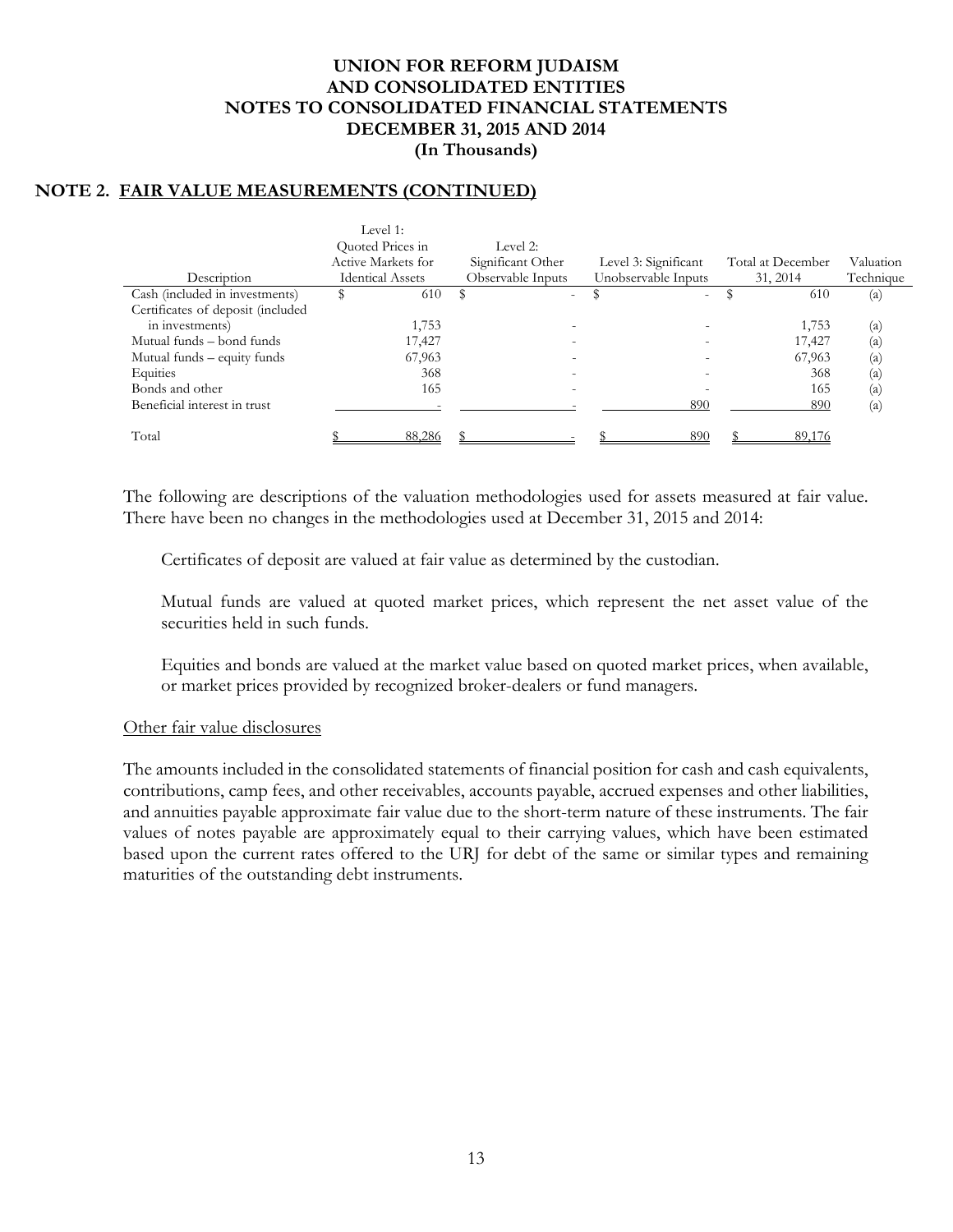# UNION FOR REFORM JUDAISM AND CONSOLIDATED ENTITIES NOTES TO CONSOLIDATED FINANCIAL STATEMENTS DECEMBER 31, 2015 AND 2014 (In Thousands)

## NOTE 2. FAIR VALUE MEASUREMENTS (CONTINUED)

| Description | Level 1: Quoted Prices in Active Markets for Identical Assets | Level 2: Significant Other Observable Inputs | Level 3: Significant Unobservable Inputs | Total at December 31, 2014 | Valuation Technique |
|---|---|---|---|---|---|
| Cash (included in investments) | $ 610 | $ - | $ - | $ 610 | (a) |
| Certificates of deposit (included in investments) | 1,753 | - | - | 1,753 | (a) |
| Mutual funds – bond funds | 17,427 | - | - | 17,427 | (a) |
| Mutual funds – equity funds | 67,963 | - | - | 67,963 | (a) |
| Equities | 368 | - | - | 368 | (a) |
| Bonds and other | 165 | - | - | 165 | (a) |
| Beneficial interest in trust | - | - | 890 | 890 | (a) |
| Total | $ 88,286 | $ - | $ 890 | $ 89,176 | |

The following are descriptions of the valuation methodologies used for assets measured at fair value. There have been no changes in the methodologies used at December 31, 2015 and 2014:

Certificates of deposit are valued at fair value as determined by the custodian.

Mutual funds are valued at quoted market prices, which represent the net asset value of the securities held in such funds.

Equities and bonds are valued at the market value based on quoted market prices, when available, or market prices provided by recognized broker-dealers or fund managers.

Other fair value disclosures

The amounts included in the consolidated statements of financial position for cash and cash equivalents, contributions, camp fees, and other receivables, accounts payable, accrued expenses and other liabilities, and annuities payable approximate fair value due to the short-term nature of these instruments. The fair values of notes payable are approximately equal to their carrying values, which have been estimated based upon the current rates offered to the URJ for debt of the same or similar types and remaining maturities of the outstanding debt instruments.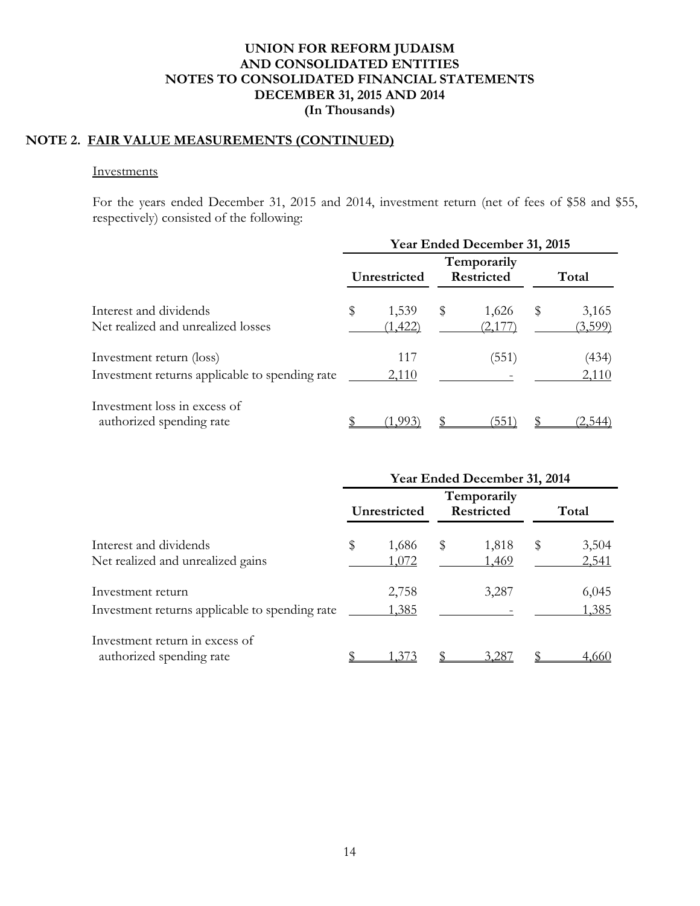# UNION FOR REFORM JUDAISM AND CONSOLIDATED ENTITIES NOTES TO CONSOLIDATED FINANCIAL STATEMENTS DECEMBER 31, 2015 AND 2014 (In Thousands)

## NOTE 2. FAIR VALUE MEASUREMENTS (CONTINUED)

### Investments

For the years ended December 31, 2015 and 2014, investment return (net of fees of $58 and $55, respectively) consisted of the following:

| | Year Ended December 31, 2015 | | |
|---|---|---|---|
| | Unrestricted | Temporarily Restricted | Total |
| Interest and dividends | $ 1,539 | $ 1,626 | $ 3,165 |
| Net realized and unrealized losses | (1,422) | (2,177) | (3,599) |
| Investment return (loss) | 117 | (551) | (434) |
| Investment returns applicable to spending rate | 2,110 | - | 2,110 |
| Investment loss in excess of authorized spending rate | $ (1,993) | $ (551) | $ (2,544) |

| | Year Ended December 31, 2014 | | |
|---|---|---|---|
| | Unrestricted | Temporarily Restricted | Total |
| Interest and dividends | $ 1,686 | $ 1,818 | $ 3,504 |
| Net realized and unrealized gains | 1,072 | 1,469 | 2,541 |
| Investment return | 2,758 | 3,287 | 6,045 |
| Investment returns applicable to spending rate | 1,385 | - | 1,385 |
| Investment return in excess of authorized spending rate | $ 1,373 | $ 3,287 | $ 4,660 |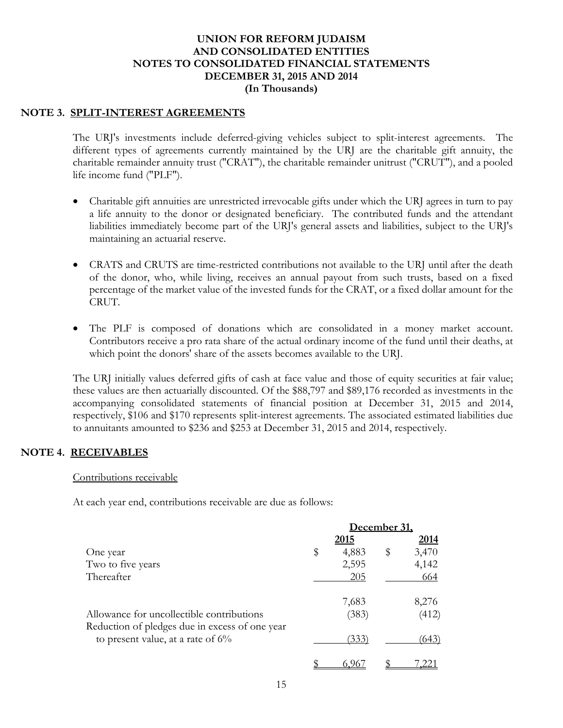# UNION FOR REFORM JUDAISM
# AND CONSOLIDATED ENTITIES
# NOTES TO CONSOLIDATED FINANCIAL STATEMENTS
# DECEMBER 31, 2015 AND 2014
# (In Thousands)

## NOTE 3. SPLIT-INTEREST AGREEMENTS

The URJ's investments include deferred-giving vehicles subject to split-interest agreements. The different types of agreements currently maintained by the URJ are the charitable gift annuity, the charitable remainder annuity trust ("CRAT"), the charitable remainder unitrust ("CRUT"), and a pooled life income fund ("PLF").

- Charitable gift annuities are unrestricted irrevocable gifts under which the URJ agrees in turn to pay a life annuity to the donor or designated beneficiary. The contributed funds and the attendant liabilities immediately become part of the URJ's general assets and liabilities, subject to the URJ's maintaining an actuarial reserve.

- CRATS and CRUTS are time-restricted contributions not available to the URJ until after the death of the donor, who, while living, receives an annual payout from such trusts, based on a fixed percentage of the market value of the invested funds for the CRAT, or a fixed dollar amount for the CRUT.

- The PLF is composed of donations which are consolidated in a money market account. Contributors receive a pro rata share of the actual ordinary income of the fund until their deaths, at which point the donors' share of the assets becomes available to the URJ.

The URJ initially values deferred gifts of cash at face value and those of equity securities at fair value; these values are then actuarially discounted. Of the $88,797 and $89,176 recorded as investments in the accompanying consolidated statements of financial position at December 31, 2015 and 2014, respectively, $106 and $170 represents split-interest agreements. The associated estimated liabilities due to annuitants amounted to $236 and $253 at December 31, 2015 and 2014, respectively.

## NOTE 4. RECEIVABLES

Contributions receivable

At each year end, contributions receivable are due as follows:

| | December 31, | |
|---|---|---|
| | **2015** | **2014** |
| One year | $ 4,883 | $ 3,470 |
| Two to five years | 2,595 | 4,142 |
| Thereafter | 205 | 664 |
| | 7,683 | 8,276 |
| Allowance for uncollectible contributions | (383) | (412) |
| Reduction of pledges due in excess of one year to present value, at a rate of 6% | (333) | (643) |
| | $ 6,967 | $ 7,221 |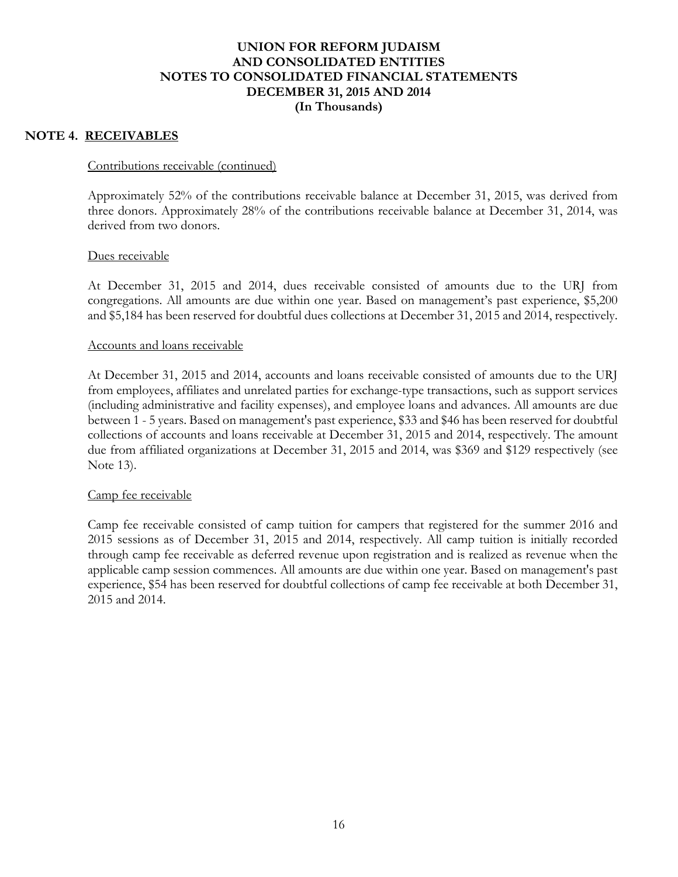# UNION FOR REFORM JUDAISM
# AND CONSOLIDATED ENTITIES
# NOTES TO CONSOLIDATED FINANCIAL STATEMENTS
# DECEMBER 31, 2015 AND 2014
# (In Thousands)

## NOTE 4. RECEIVABLES

Contributions receivable (continued)

Approximately 52% of the contributions receivable balance at December 31, 2015, was derived from three donors. Approximately 28% of the contributions receivable balance at December 31, 2014, was derived from two donors.

Dues receivable

At December 31, 2015 and 2014, dues receivable consisted of amounts due to the URJ from congregations. All amounts are due within one year. Based on management's past experience, $5,200 and $5,184 has been reserved for doubtful dues collections at December 31, 2015 and 2014, respectively.

Accounts and loans receivable

At December 31, 2015 and 2014, accounts and loans receivable consisted of amounts due to the URJ from employees, affiliates and unrelated parties for exchange-type transactions, such as support services (including administrative and facility expenses), and employee loans and advances. All amounts are due between 1 - 5 years. Based on management's past experience, $33 and $46 has been reserved for doubtful collections of accounts and loans receivable at December 31, 2015 and 2014, respectively. The amount due from affiliated organizations at December 31, 2015 and 2014, was $369 and $129 respectively (see Note 13).

Camp fee receivable

Camp fee receivable consisted of camp tuition for campers that registered for the summer 2016 and 2015 sessions as of December 31, 2015 and 2014, respectively. All camp tuition is initially recorded through camp fee receivable as deferred revenue upon registration and is realized as revenue when the applicable camp session commences. All amounts are due within one year. Based on management's past experience, $54 has been reserved for doubtful collections of camp fee receivable at both December 31, 2015 and 2014.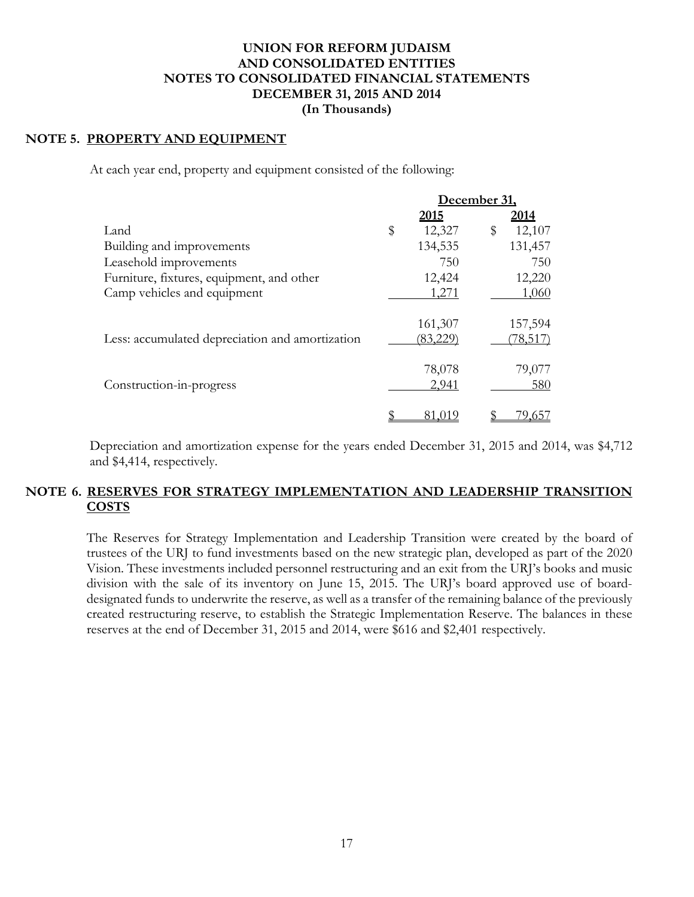# UNION FOR REFORM JUDAISM
# AND CONSOLIDATED ENTITIES
# NOTES TO CONSOLIDATED FINANCIAL STATEMENTS
# DECEMBER 31, 2015 AND 2014
# (In Thousands)

## NOTE 5. PROPERTY AND EQUIPMENT

At each year end, property and equipment consisted of the following:

| | December 31, | |
|---|---|---|
| | 2015 | 2014 |
| Land | $ 12,327 | $ 12,107 |
| Building and improvements | 134,535 | 131,457 |
| Leasehold improvements | 750 | 750 |
| Furniture, fixtures, equipment, and other | 12,424 | 12,220 |
| Camp vehicles and equipment | 1,271 | 1,060 |
| | 161,307 | 157,594 |
| Less: accumulated depreciation and amortization | (83,229) | (78,517) |
| | 78,078 | 79,077 |
| Construction-in-progress | 2,941 | 580 |
| | $ 81,019 | $ 79,657 |

Depreciation and amortization expense for the years ended December 31, 2015 and 2014, was $4,712 and $4,414, respectively.

## NOTE 6. RESERVES FOR STRATEGY IMPLEMENTATION AND LEADERSHIP TRANSITION COSTS

The Reserves for Strategy Implementation and Leadership Transition were created by the board of trustees of the URJ to fund investments based on the new strategic plan, developed as part of the 2020 Vision. These investments included personnel restructuring and an exit from the URJ's books and music division with the sale of its inventory on June 15, 2015. The URJ's board approved use of board-designated funds to underwrite the reserve, as well as a transfer of the remaining balance of the previously created restructuring reserve, to establish the Strategic Implementation Reserve. The balances in these reserves at the end of December 31, 2015 and 2014, were $616 and $2,401 respectively.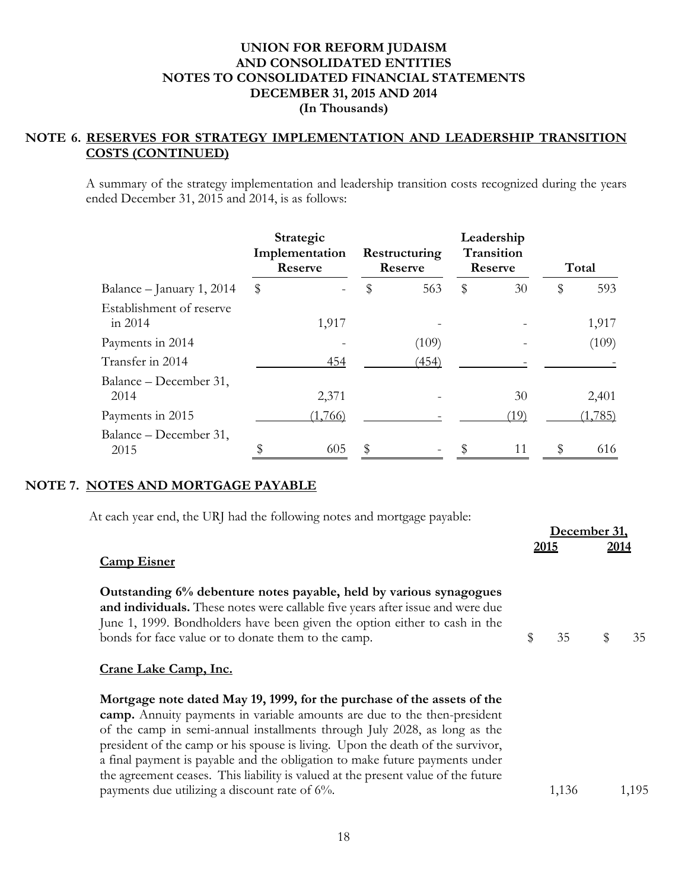## NOTE 6. RESERVES FOR STRATEGY IMPLEMENTATION AND LEADERSHIP TRANSITION COSTS (CONTINUED)

A summary of the strategy implementation and leadership transition costs recognized during the years ended December 31, 2015 and 2014, is as follows:

| | Strategic Implementation Reserve | Restructuring Reserve | Leadership Transition Reserve | Total |
|---|---|---|---|---|
| Balance – January 1, 2014 | $ - | $ 563 | $ 30 | $ 593 |
| Establishment of reserve in 2014 | 1,917 | - | - | 1,917 |
| Payments in 2014 | - | (109) | - | (109) |
| Transfer in 2014 | 454 | (454) | - | - |
| Balance – December 31, 2014 | 2,371 | - | 30 | 2,401 |
| Payments in 2015 | (1,766) | - | (19) | (1,785) |
| Balance – December 31, 2015 | $ 605 | $ - | $ 11 | $ 616 |

## NOTE 7. NOTES AND MORTGAGE PAYABLE

At each year end, the URJ had the following notes and mortgage payable:

| | December 31, 2015 | December 31, 2014 |
|---|---|---|
| **Camp Eisner** | | |
| **Outstanding 6% debenture notes payable, held by various synagogues and individuals.** These notes were callable five years after issue and were due June 1, 1999. Bondholders have been given the option either to cash in the bonds for face value or to donate them to the camp. | $ 35 | $ 35 |
| **Crane Lake Camp, Inc.** | | |
| **Mortgage note dated May 19, 1999, for the purchase of the assets of the camp.** Annuity payments in variable amounts are due to the then-president of the camp in semi-annual installments through July 2028, as long as the president of the camp or his spouse is living. Upon the death of the survivor, a final payment is payable and the obligation to make future payments under the agreement ceases. This liability is valued at the present value of the future payments due utilizing a discount rate of 6%. | 1,136 | 1,195 |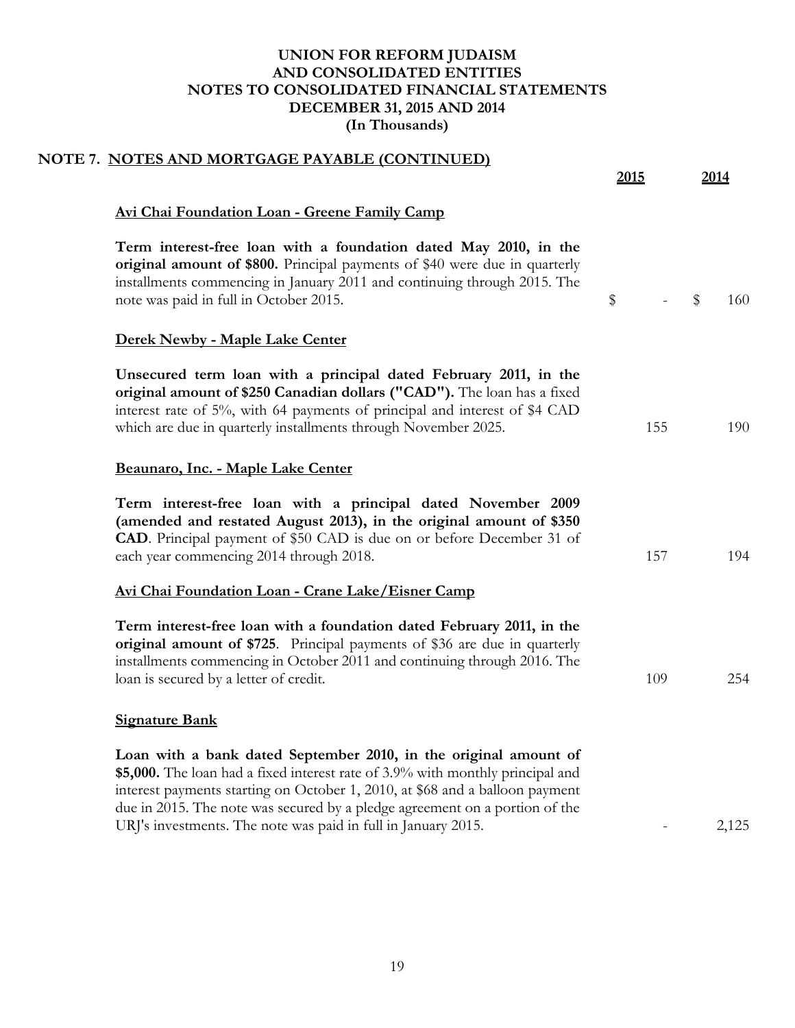# UNION FOR REFORM JUDAISM AND CONSOLIDATED ENTITIES
## NOTES TO CONSOLIDATED FINANCIAL STATEMENTS
## DECEMBER 31, 2015 AND 2014
## (In Thousands)

### NOTE 7. NOTES AND MORTGAGE PAYABLE (CONTINUED)

| | 2015 | 2014 |
|---|---|---|
| **Avi Chai Foundation Loan - Greene Family Camp** | | |
| **Term interest-free loan with a foundation dated May 2010, in the original amount of $800.** Principal payments of $40 were due in quarterly installments commencing in January 2011 and continuing through 2015. The note was paid in full in October 2015. | $ - | $ 160 |
| **Derek Newby - Maple Lake Center** | | |
| **Unsecured term loan with a principal dated February 2011, in the original amount of $250 Canadian dollars ("CAD").** The loan has a fixed interest rate of 5%, with 64 payments of principal and interest of $4 CAD which are due in quarterly installments through November 2025. | 155 | 190 |
| **Beaunaro, Inc. - Maple Lake Center** | | |
| **Term interest-free loan with a principal dated November 2009 (amended and restated August 2013), in the original amount of $350 CAD**. Principal payment of $50 CAD is due on or before December 31 of each year commencing 2014 through 2018. | 157 | 194 |
| **Avi Chai Foundation Loan - Crane Lake/Eisner Camp** | | |
| **Term interest-free loan with a foundation dated February 2011, in the original amount of $725**. Principal payments of $36 are due in quarterly installments commencing in October 2011 and continuing through 2016. The loan is secured by a letter of credit. | 109 | 254 |
| **Signature Bank** | | |
| **Loan with a bank dated September 2010, in the original amount of $5,000.** The loan had a fixed interest rate of 3.9% with monthly principal and interest payments starting on October 1, 2010, at $68 and a balloon payment due in 2015. The note was secured by a pledge agreement on a portion of the URJ's investments. The note was paid in full in January 2015. | - | 2,125 |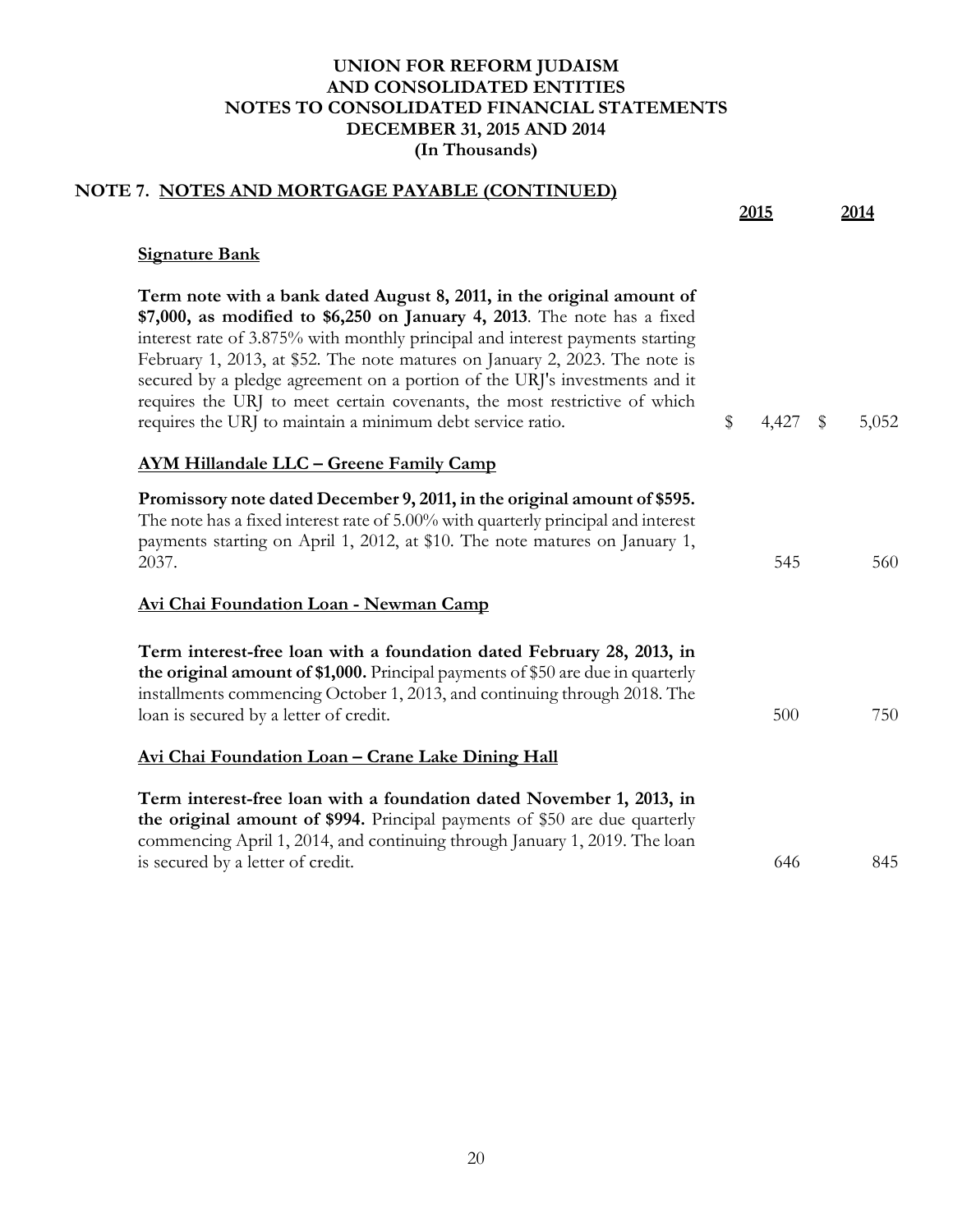## NOTE 7. NOTES AND MORTGAGE PAYABLE (CONTINUED)

| | 2015 | 2014 |
|---|---|---|
| **Signature Bank** | | |
| **Term note with a bank dated August 8, 2011, in the original amount of \$7,000, as modified to \$6,250 on January 4, 2013**. The note has a fixed interest rate of 3.875% with monthly principal and interest payments starting February 1, 2013, at \$52. The note matures on January 2, 2023. The note is secured by a pledge agreement on a portion of the URJ's investments and it requires the URJ to meet certain covenants, the most restrictive of which requires the URJ to maintain a minimum debt service ratio. | \$ 4,427 | \$ 5,052 |
| **AYM Hillandale LLC – Greene Family Camp** | | |
| **Promissory note dated December 9, 2011, in the original amount of \$595.** The note has a fixed interest rate of 5.00% with quarterly principal and interest payments starting on April 1, 2012, at \$10. The note matures on January 1, 2037. | 545 | 560 |
| **Avi Chai Foundation Loan - Newman Camp** | | |
| **Term interest-free loan with a foundation dated February 28, 2013, in the original amount of \$1,000.** Principal payments of \$50 are due in quarterly installments commencing October 1, 2013, and continuing through 2018. The loan is secured by a letter of credit. | 500 | 750 |
| **Avi Chai Foundation Loan – Crane Lake Dining Hall** | | |
| **Term interest-free loan with a foundation dated November 1, 2013, in the original amount of \$994.** Principal payments of \$50 are due quarterly commencing April 1, 2014, and continuing through January 1, 2019. The loan is secured by a letter of credit. | 646 | 845 |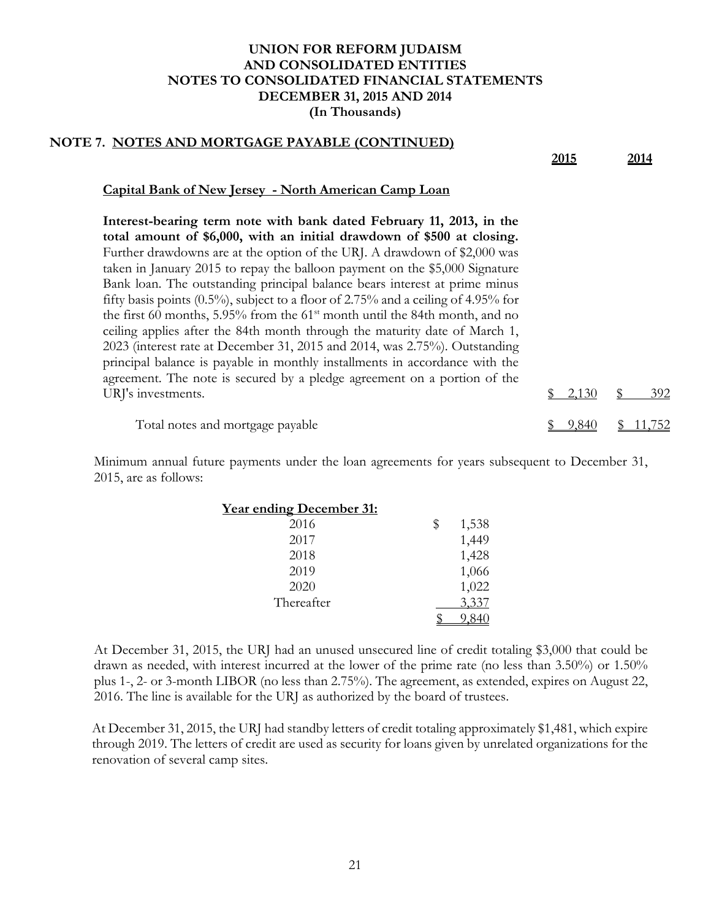## NOTE 7. NOTES AND MORTGAGE PAYABLE (CONTINUED)

| | 2015 | 2014 |
|---|---|---|
| **Capital Bank of New Jersey - North American Camp Loan** | | |
| **Interest-bearing term note with bank dated February 11, 2013, in the total amount of $6,000, with an initial drawdown of $500 at closing.** Further drawdowns are at the option of the URJ. A drawdown of $2,000 was taken in January 2015 to repay the balloon payment on the $5,000 Signature Bank loan. The outstanding principal balance bears interest at prime minus fifty basis points (0.5%), subject to a floor of 2.75% and a ceiling of 4.95% for the first 60 months, 5.95% from the 61st month until the 84th month, and no ceiling applies after the 84th month through the maturity date of March 1, 2023 (interest rate at December 31, 2015 and 2014, was 2.75%). Outstanding principal balance is payable in monthly installments in accordance with the agreement. The note is secured by a pledge agreement on a portion of the URJ's investments. | $ 2,130 | $ 392 |
| Total notes and mortgage payable | $ 9,840 | $ 11,752 |

Minimum annual future payments under the loan agreements for years subsequent to December 31, 2015, are as follows:

| Year ending December 31: | |
|---|---|
| 2016 | $ 1,538 |
| 2017 | 1,449 |
| 2018 | 1,428 |
| 2019 | 1,066 |
| 2020 | 1,022 |
| Thereafter | 3,337 |
| | $ 9,840 |

At December 31, 2015, the URJ had an unused unsecured line of credit totaling $3,000 that could be drawn as needed, with interest incurred at the lower of the prime rate (no less than 3.50%) or 1.50% plus 1-, 2- or 3-month LIBOR (no less than 2.75%). The agreement, as extended, expires on August 22, 2016. The line is available for the URJ as authorized by the board of trustees.

At December 31, 2015, the URJ had standby letters of credit totaling approximately $1,481, which expire through 2019. The letters of credit are used as security for loans given by unrelated organizations for the renovation of several camp sites.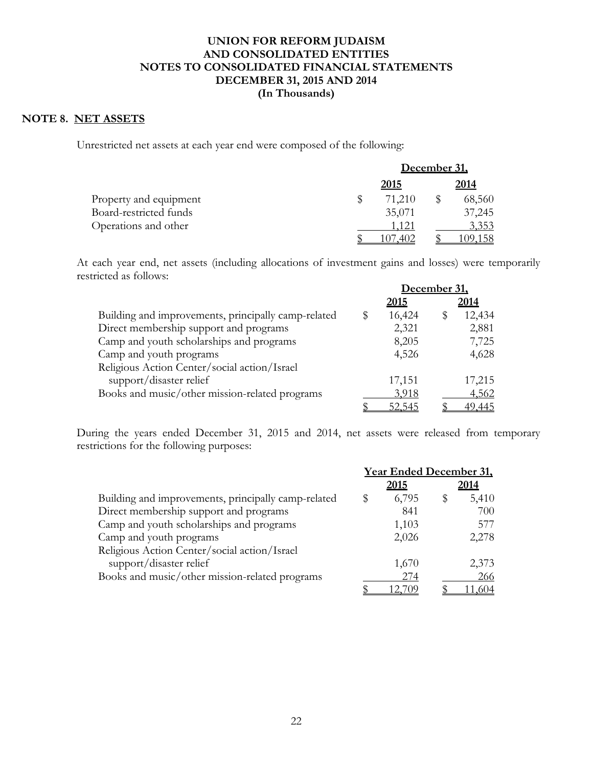**UNION FOR REFORM JUDAISM**
**AND CONSOLIDATED ENTITIES**
**NOTES TO CONSOLIDATED FINANCIAL STATEMENTS**
**DECEMBER 31, 2015 AND 2014**
**(In Thousands)**

## NOTE 8. NET ASSETS

Unrestricted net assets at each year end were composed of the following:

| | December 31, | |
|---|---|---|
| | 2015 | 2014 |
| Property and equipment | $ 71,210 | $ 68,560 |
| Board-restricted funds | 35,071 | 37,245 |
| Operations and other | 1,121 | 3,353 |
| | $ 107,402 | $ 109,158 |

At each year end, net assets (including allocations of investment gains and losses) were temporarily restricted as follows:

| | December 31, | |
|---|---|---|
| | 2015 | 2014 |
| Building and improvements, principally camp-related | $ 16,424 | $ 12,434 |
| Direct membership support and programs | 2,321 | 2,881 |
| Camp and youth scholarships and programs | 8,205 | 7,725 |
| Camp and youth programs | 4,526 | 4,628 |
| Religious Action Center/social action/Israel support/disaster relief | 17,151 | 17,215 |
| Books and music/other mission-related programs | 3,918 | 4,562 |
| | $ 52,545 | $ 49,445 |

During the years ended December 31, 2015 and 2014, net assets were released from temporary restrictions for the following purposes:

| | Year Ended December 31, | |
|---|---|---|
| | 2015 | 2014 |
| Building and improvements, principally camp-related | $ 6,795 | $ 5,410 |
| Direct membership support and programs | 841 | 700 |
| Camp and youth scholarships and programs | 1,103 | 577 |
| Camp and youth programs | 2,026 | 2,278 |
| Religious Action Center/social action/Israel support/disaster relief | 1,670 | 2,373 |
| Books and music/other mission-related programs | 274 | 266 |
| | $ 12,709 | $ 11,604 |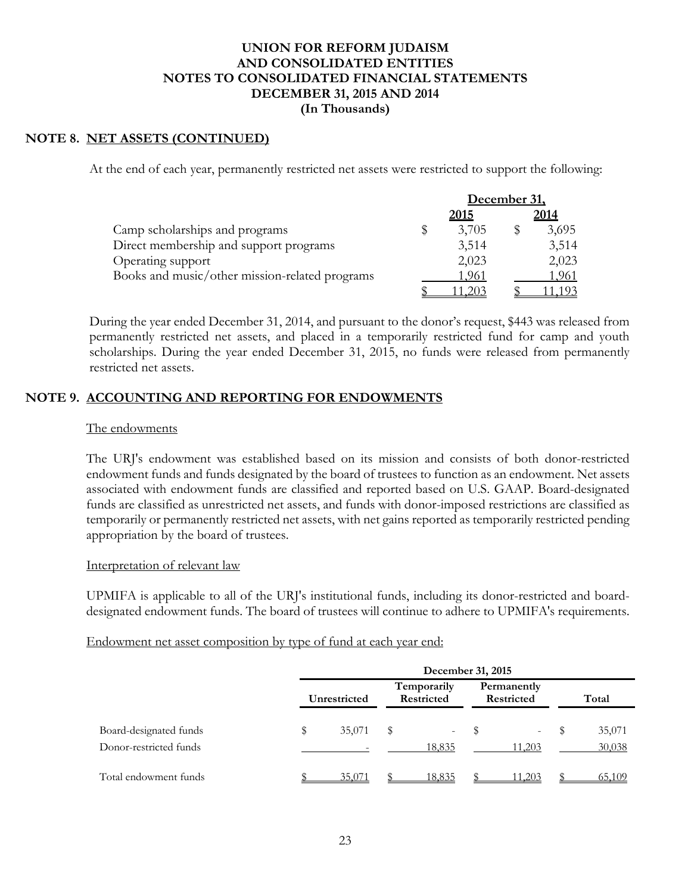# UNION FOR REFORM JUDAISM
# AND CONSOLIDATED ENTITIES
# NOTES TO CONSOLIDATED FINANCIAL STATEMENTS
# DECEMBER 31, 2015 AND 2014
# (In Thousands)

## NOTE 8. NET ASSETS (CONTINUED)

At the end of each year, permanently restricted net assets were restricted to support the following:

| | December 31, | |
|---|---|---|
| | 2015 | 2014 |
| Camp scholarships and programs | $ 3,705 | $ 3,695 |
| Direct membership and support programs | 3,514 | 3,514 |
| Operating support | 2,023 | 2,023 |
| Books and music/other mission-related programs | 1,961 | 1,961 |
| | $ 11,203 | $ 11,193 |

During the year ended December 31, 2014, and pursuant to the donor's request, $443 was released from permanently restricted net assets, and placed in a temporarily restricted fund for camp and youth scholarships. During the year ended December 31, 2015, no funds were released from permanently restricted net assets.

## NOTE 9. ACCOUNTING AND REPORTING FOR ENDOWMENTS

### The endowments

The URJ's endowment was established based on its mission and consists of both donor-restricted endowment funds and funds designated by the board of trustees to function as an endowment. Net assets associated with endowment funds are classified and reported based on U.S. GAAP. Board-designated funds are classified as unrestricted net assets, and funds with donor-imposed restrictions are classified as temporarily or permanently restricted net assets, with net gains reported as temporarily restricted pending appropriation by the board of trustees.

### Interpretation of relevant law

UPMIFA is applicable to all of the URJ's institutional funds, including its donor-restricted and board-designated endowment funds. The board of trustees will continue to adhere to UPMIFA's requirements.

### Endowment net asset composition by type of fund at each year end:

| | December 31, 2015 | | | |
|---|---|---|---|---|
| | Unrestricted | Temporarily Restricted | Permanently Restricted | Total |
| Board-designated funds | $ 35,071 | $ - | $ - | $ 35,071 |
| Donor-restricted funds | - | 18,835 | 11,203 | 30,038 |
| Total endowment funds | $ 35,071 | $ 18,835 | $ 11,203 | $ 65,109 |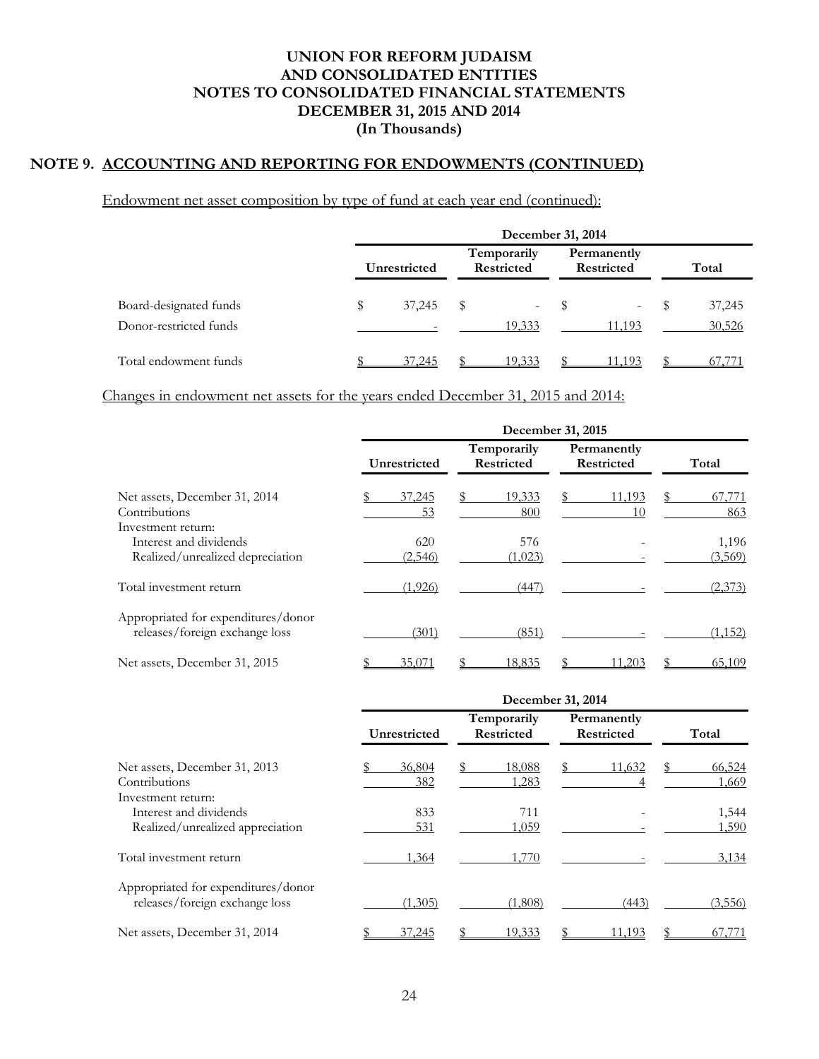# UNION FOR REFORM JUDAISM AND CONSOLIDATED ENTITIES NOTES TO CONSOLIDATED FINANCIAL STATEMENTS DECEMBER 31, 2015 AND 2014 (In Thousands)

## NOTE 9. ACCOUNTING AND REPORTING FOR ENDOWMENTS (CONTINUED)

Endowment net asset composition by type of fund at each year end (continued):

| | December 31, 2014 | | | |
|---|---|---|---|---|
| | Unrestricted | Temporarily Restricted | Permanently Restricted | Total |
| Board-designated funds | $ 37,245 | $ - | $ - | $ 37,245 |
| Donor-restricted funds | - | 19,333 | 11,193 | 30,526 |
| Total endowment funds | $ 37,245 | $ 19,333 | $ 11,193 | $ 67,771 |

Changes in endowment net assets for the years ended December 31, 2015 and 2014:

| | December 31, 2015 | | | |
|---|---|---|---|---|
| | Unrestricted | Temporarily Restricted | Permanently Restricted | Total |
| Net assets, December 31, 2014 | $ 37,245 | $ 19,333 | $ 11,193 | $ 67,771 |
| Contributions | 53 | 800 | 10 | 863 |
| Investment return: | | | | |
| Interest and dividends | 620 | 576 | - | 1,196 |
| Realized/unrealized depreciation | (2,546) | (1,023) | - | (3,569) |
| Total investment return | (1,926) | (447) | - | (2,373) |
| Appropriated for expenditures/donor releases/foreign exchange loss | (301) | (851) | - | (1,152) |
| Net assets, December 31, 2015 | $ 35,071 | $ 18,835 | $ 11,203 | $ 65,109 |

| | December 31, 2014 | | | |
|---|---|---|---|---|
| | Unrestricted | Temporarily Restricted | Permanently Restricted | Total |
| Net assets, December 31, 2013 | $ 36,804 | $ 18,088 | $ 11,632 | $ 66,524 |
| Contributions | 382 | 1,283 | 4 | 1,669 |
| Investment return: | | | | |
| Interest and dividends | 833 | 711 | - | 1,544 |
| Realized/unrealized appreciation | 531 | 1,059 | - | 1,590 |
| Total investment return | 1,364 | 1,770 | - | 3,134 |
| Appropriated for expenditures/donor releases/foreign exchange loss | (1,305) | (1,808) | (443) | (3,556) |
| Net assets, December 31, 2014 | $ 37,245 | $ 19,333 | $ 11,193 | $ 67,771 |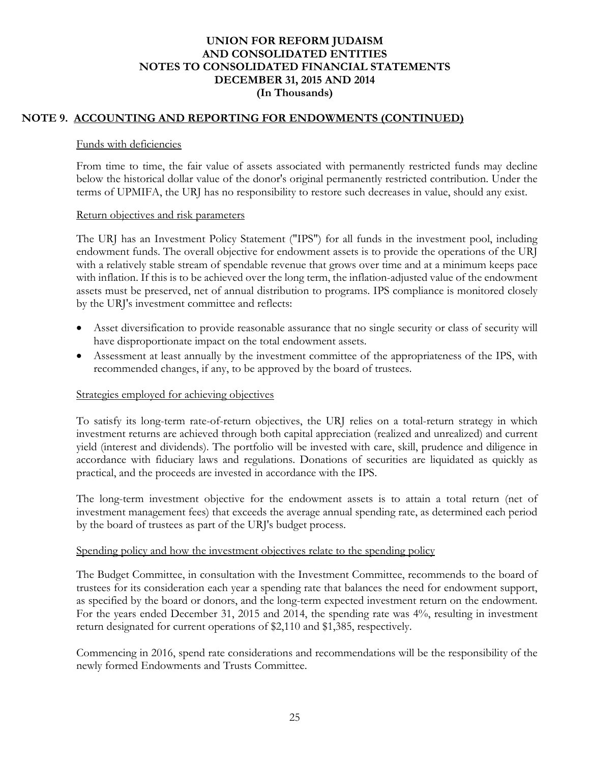# UNION FOR REFORM JUDAISM AND CONSOLIDATED ENTITIES NOTES TO CONSOLIDATED FINANCIAL STATEMENTS DECEMBER 31, 2015 AND 2014 (In Thousands)

## NOTE 9. ACCOUNTING AND REPORTING FOR ENDOWMENTS (CONTINUED)

### Funds with deficiencies

From time to time, the fair value of assets associated with permanently restricted funds may decline below the historical dollar value of the donor's original permanently restricted contribution. Under the terms of UPMIFA, the URJ has no responsibility to restore such decreases in value, should any exist.

### Return objectives and risk parameters

The URJ has an Investment Policy Statement ("IPS") for all funds in the investment pool, including endowment funds. The overall objective for endowment assets is to provide the operations of the URJ with a relatively stable stream of spendable revenue that grows over time and at a minimum keeps pace with inflation. If this is to be achieved over the long term, the inflation-adjusted value of the endowment assets must be preserved, net of annual distribution to programs. IPS compliance is monitored closely by the URJ's investment committee and reflects:

- Asset diversification to provide reasonable assurance that no single security or class of security will have disproportionate impact on the total endowment assets.
- Assessment at least annually by the investment committee of the appropriateness of the IPS, with recommended changes, if any, to be approved by the board of trustees.

### Strategies employed for achieving objectives

To satisfy its long-term rate-of-return objectives, the URJ relies on a total-return strategy in which investment returns are achieved through both capital appreciation (realized and unrealized) and current yield (interest and dividends). The portfolio will be invested with care, skill, prudence and diligence in accordance with fiduciary laws and regulations. Donations of securities are liquidated as quickly as practical, and the proceeds are invested in accordance with the IPS.

The long-term investment objective for the endowment assets is to attain a total return (net of investment management fees) that exceeds the average annual spending rate, as determined each period by the board of trustees as part of the URJ's budget process.

### Spending policy and how the investment objectives relate to the spending policy

The Budget Committee, in consultation with the Investment Committee, recommends to the board of trustees for its consideration each year a spending rate that balances the need for endowment support, as specified by the board or donors, and the long-term expected investment return on the endowment. For the years ended December 31, 2015 and 2014, the spending rate was 4%, resulting in investment return designated for current operations of $2,110 and $1,385, respectively.

Commencing in 2016, spend rate considerations and recommendations will be the responsibility of the newly formed Endowments and Trusts Committee.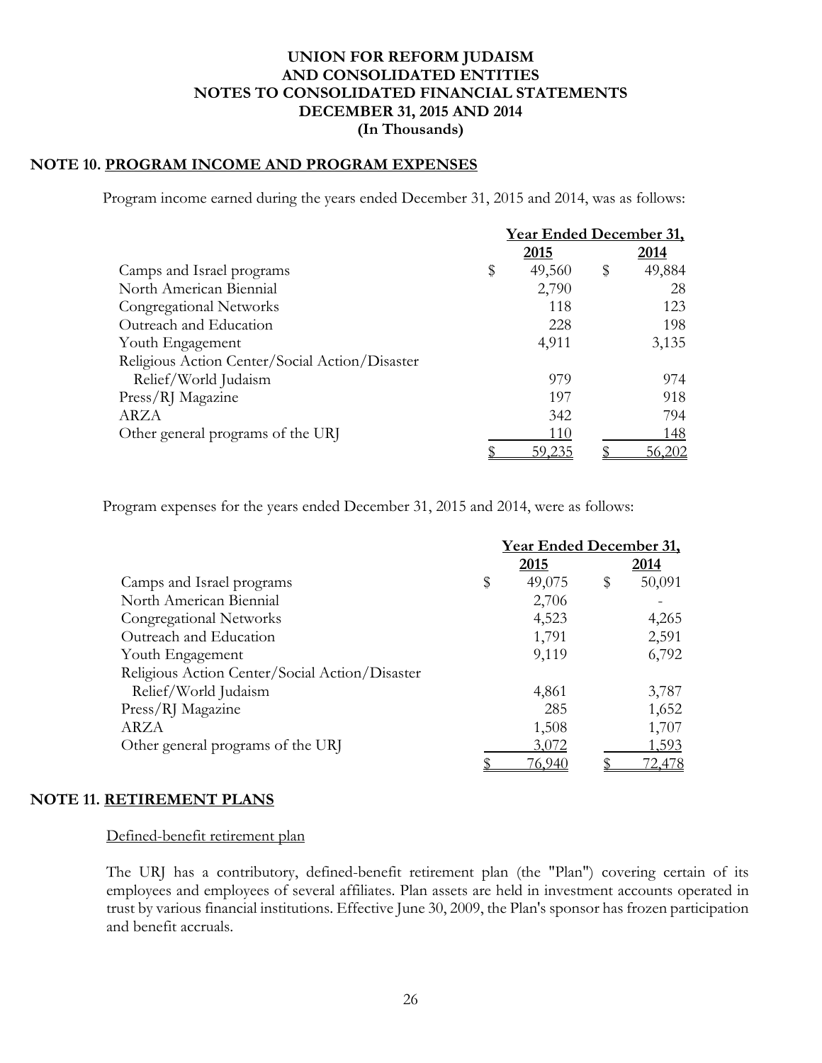**UNION FOR REFORM JUDAISM**
**AND CONSOLIDATED ENTITIES**
**NOTES TO CONSOLIDATED FINANCIAL STATEMENTS**
**DECEMBER 31, 2015 AND 2014**
**(In Thousands)**

## NOTE 10. PROGRAM INCOME AND PROGRAM EXPENSES

Program income earned during the years ended December 31, 2015 and 2014, was as follows:

| | Year Ended December 31, | |
|---|---|---|
| | 2015 | 2014 |
| Camps and Israel programs | $ 49,560 | $ 49,884 |
| North American Biennial | 2,790 | 28 |
| Congregational Networks | 118 | 123 |
| Outreach and Education | 228 | 198 |
| Youth Engagement | 4,911 | 3,135 |
| Religious Action Center/Social Action/Disaster Relief/World Judaism | 979 | 974 |
| Press/RJ Magazine | 197 | 918 |
| ARZA | 342 | 794 |
| Other general programs of the URJ | 110 | 148 |
| | $ 59,235 | $ 56,202 |

Program expenses for the years ended December 31, 2015 and 2014, were as follows:

| | Year Ended December 31, | |
|---|---|---|
| | 2015 | 2014 |
| Camps and Israel programs | $ 49,075 | $ 50,091 |
| North American Biennial | 2,706 | - |
| Congregational Networks | 4,523 | 4,265 |
| Outreach and Education | 1,791 | 2,591 |
| Youth Engagement | 9,119 | 6,792 |
| Religious Action Center/Social Action/Disaster Relief/World Judaism | 4,861 | 3,787 |
| Press/RJ Magazine | 285 | 1,652 |
| ARZA | 1,508 | 1,707 |
| Other general programs of the URJ | 3,072 | 1,593 |
| | $ 76,940 | $ 72,478 |

## NOTE 11. RETIREMENT PLANS

Defined-benefit retirement plan

The URJ has a contributory, defined-benefit retirement plan (the "Plan") covering certain of its employees and employees of several affiliates. Plan assets are held in investment accounts operated in trust by various financial institutions. Effective June 30, 2009, the Plan's sponsor has frozen participation and benefit accruals.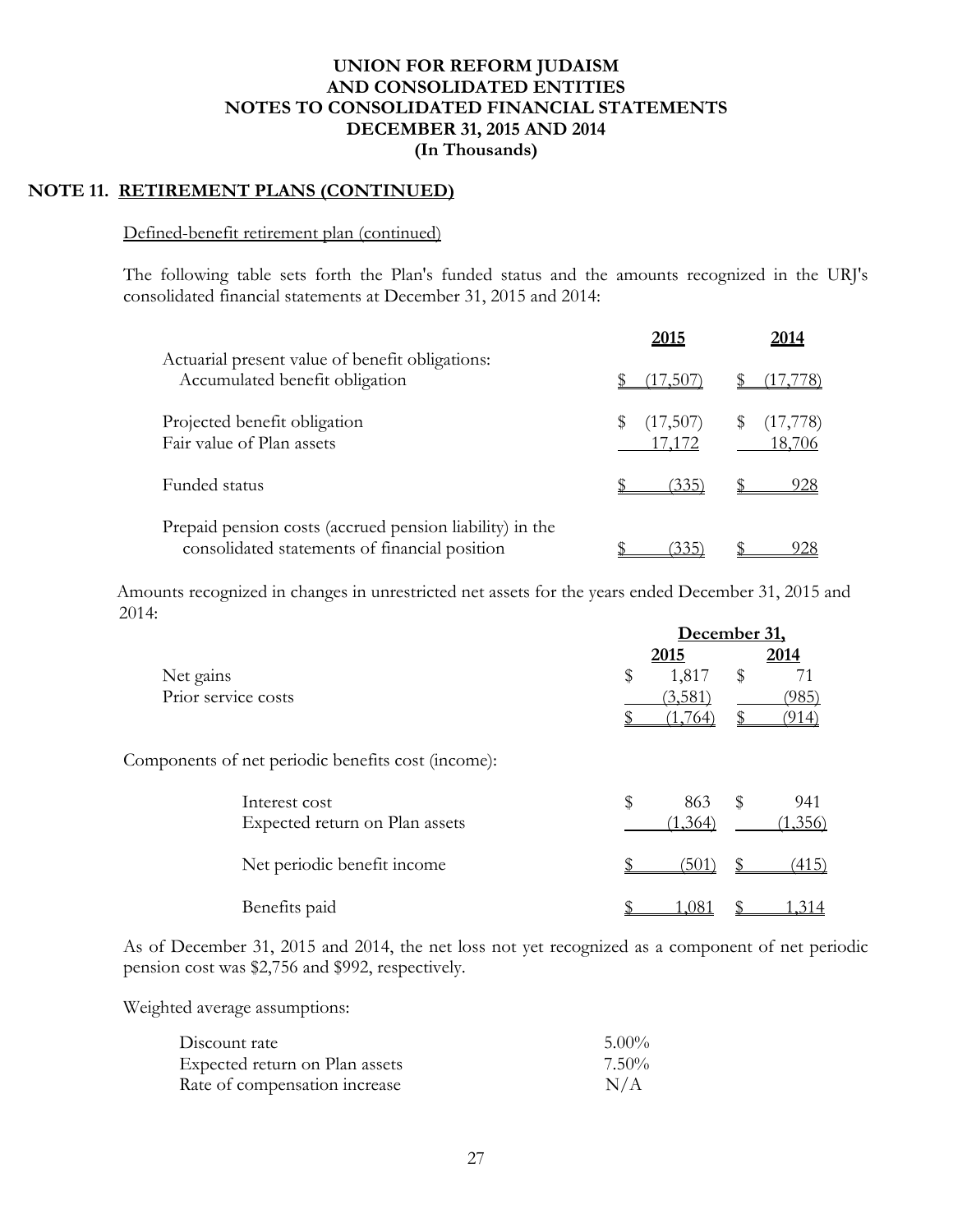# UNION FOR REFORM JUDAISM
# AND CONSOLIDATED ENTITIES
# NOTES TO CONSOLIDATED FINANCIAL STATEMENTS
# DECEMBER 31, 2015 AND 2014
# (In Thousands)

## NOTE 11. RETIREMENT PLANS (CONTINUED)

Defined-benefit retirement plan (continued)

The following table sets forth the Plan's funded status and the amounts recognized in the URJ's consolidated financial statements at December 31, 2015 and 2014:

| | 2015 | 2014 |
|---|---|---|
| Actuarial present value of benefit obligations: | | |
| Accumulated benefit obligation | $ (17,507) | $ (17,778) |
| Projected benefit obligation | $ (17,507) | $ (17,778) |
| Fair value of Plan assets | 17,172 | 18,706 |
| Funded status | $ (335) | $ 928 |
| Prepaid pension costs (accrued pension liability) in the consolidated statements of financial position | $ (335) | $ 928 |

Amounts recognized in changes in unrestricted net assets for the years ended December 31, 2015 and 2014:

| | December 31, | |
|---|---|---|
| | 2015 | 2014 |
| Net gains | $ 1,817 | $ 71 |
| Prior service costs | (3,581) | (985) |
| | $ (1,764) | $ (914) |

Components of net periodic benefits cost (income):

| | 2015 | 2014 |
|---|---|---|
| Interest cost | $ 863 | $ 941 |
| Expected return on Plan assets | (1,364) | (1,356) |
| Net periodic benefit income | $ (501) | $ (415) |
| Benefits paid | $ 1,081 | $ 1,314 |

As of December 31, 2015 and 2014, the net loss not yet recognized as a component of net periodic pension cost was $2,756 and $992, respectively.

Weighted average assumptions:

| | |
|---|---|
| Discount rate | 5.00% |
| Expected return on Plan assets | 7.50% |
| Rate of compensation increase | N/A |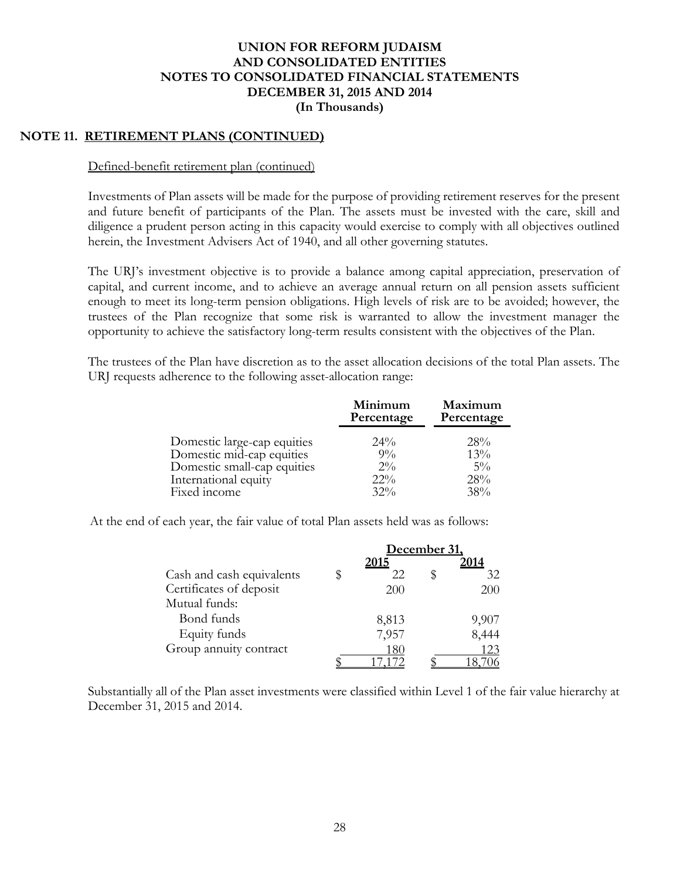# UNION FOR REFORM JUDAISM AND CONSOLIDATED ENTITIES NOTES TO CONSOLIDATED FINANCIAL STATEMENTS DECEMBER 31, 2015 AND 2014 (In Thousands)

## NOTE 11. RETIREMENT PLANS (CONTINUED)

Defined-benefit retirement plan (continued)

Investments of Plan assets will be made for the purpose of providing retirement reserves for the present and future benefit of participants of the Plan. The assets must be invested with the care, skill and diligence a prudent person acting in this capacity would exercise to comply with all objectives outlined herein, the Investment Advisers Act of 1940, and all other governing statutes.

The URJ's investment objective is to provide a balance among capital appreciation, preservation of capital, and current income, and to achieve an average annual return on all pension assets sufficient enough to meet its long-term pension obligations. High levels of risk are to be avoided; however, the trustees of the Plan recognize that some risk is warranted to allow the investment manager the opportunity to achieve the satisfactory long-term results consistent with the objectives of the Plan.

The trustees of the Plan have discretion as to the asset allocation decisions of the total Plan assets. The URJ requests adherence to the following asset-allocation range:

| | Minimum Percentage | Maximum Percentage |
|---|---|---|
| Domestic large-cap equities | 24% | 28% |
| Domestic mid-cap equities | 9% | 13% |
| Domestic small-cap equities | 2% | 5% |
| International equity | 22% | 28% |
| Fixed income | 32% | 38% |

At the end of each year, the fair value of total Plan assets held was as follows:

| | December 31, 2015 | December 31, 2014 |
|---|---|---|
| Cash and cash equivalents | $ 22 | $ 32 |
| Certificates of deposit | 200 | 200 |
| Mutual funds: | | |
| Bond funds | 8,813 | 9,907 |
| Equity funds | 7,957 | 8,444 |
| Group annuity contract | 180 | 123 |
| | $ 17,172 | $ 18,706 |

Substantially all of the Plan asset investments were classified within Level 1 of the fair value hierarchy at December 31, 2015 and 2014.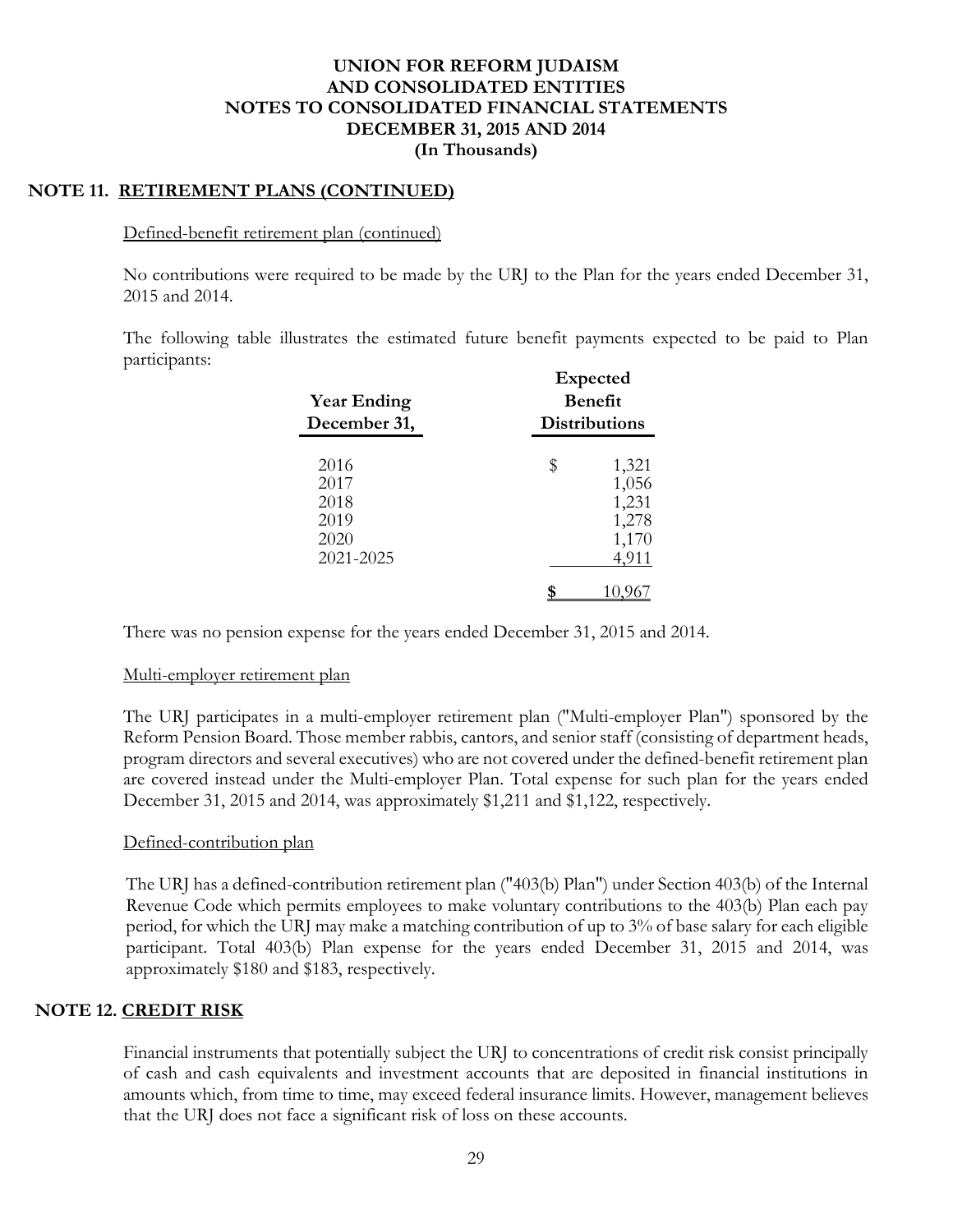## NOTE 11. RETIREMENT PLANS (CONTINUED)

Defined-benefit retirement plan (continued)

No contributions were required to be made by the URJ to the Plan for the years ended December 31, 2015 and 2014.

The following table illustrates the estimated future benefit payments expected to be paid to Plan participants:

| Year Ending December 31, | Expected Benefit Distributions |
|---|---|
| 2016 | $ 1,321 |
| 2017 | 1,056 |
| 2018 | 1,231 |
| 2019 | 1,278 |
| 2020 | 1,170 |
| 2021-2025 | 4,911 |
| | $ 10,967 |

There was no pension expense for the years ended December 31, 2015 and 2014.

Multi-employer retirement plan

The URJ participates in a multi-employer retirement plan ("Multi-employer Plan") sponsored by the Reform Pension Board. Those member rabbis, cantors, and senior staff (consisting of department heads, program directors and several executives) who are not covered under the defined-benefit retirement plan are covered instead under the Multi-employer Plan. Total expense for such plan for the years ended December 31, 2015 and 2014, was approximately $1,211 and $1,122, respectively.

Defined-contribution plan

The URJ has a defined-contribution retirement plan ("403(b) Plan") under Section 403(b) of the Internal Revenue Code which permits employees to make voluntary contributions to the 403(b) Plan each pay period, for which the URJ may make a matching contribution of up to 3% of base salary for each eligible participant. Total 403(b) Plan expense for the years ended December 31, 2015 and 2014, was approximately $180 and $183, respectively.

## NOTE 12. CREDIT RISK

Financial instruments that potentially subject the URJ to concentrations of credit risk consist principally of cash and cash equivalents and investment accounts that are deposited in financial institutions in amounts which, from time to time, may exceed federal insurance limits. However, management believes that the URJ does not face a significant risk of loss on these accounts.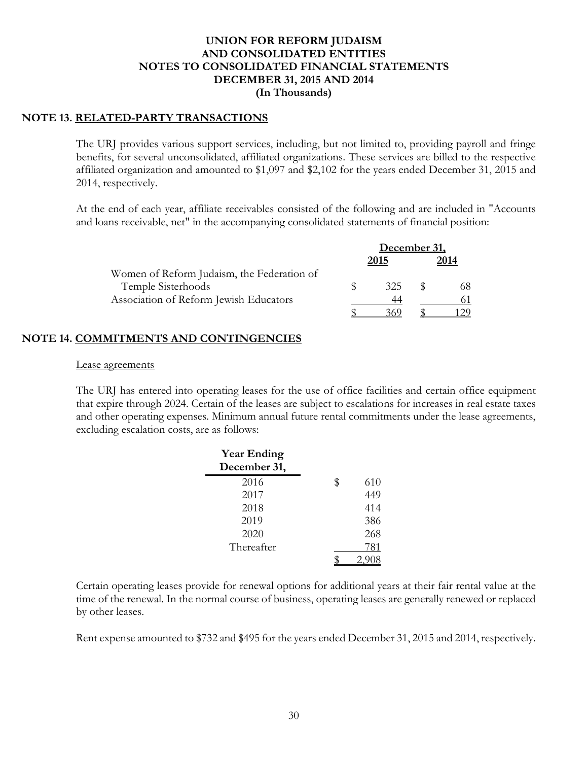# UNION FOR REFORM JUDAISM
# AND CONSOLIDATED ENTITIES
# NOTES TO CONSOLIDATED FINANCIAL STATEMENTS
# DECEMBER 31, 2015 AND 2014
# (In Thousands)

## NOTE 13. RELATED-PARTY TRANSACTIONS

The URJ provides various support services, including, but not limited to, providing payroll and fringe benefits, for several unconsolidated, affiliated organizations. These services are billed to the respective affiliated organization and amounted to $1,097 and $2,102 for the years ended December 31, 2015 and 2014, respectively.

At the end of each year, affiliate receivables consisted of the following and are included in "Accounts and loans receivable, net" in the accompanying consolidated statements of financial position:

| | December 31, 2015 | December 31, 2014 |
|---|---|---|
| Women of Reform Judaism, the Federation of Temple Sisterhoods | $ 325 | $ 68 |
| Association of Reform Jewish Educators | 44 | 61 |
| | $ 369 | $ 129 |

## NOTE 14. COMMITMENTS AND CONTINGENCIES

Lease agreements

The URJ has entered into operating leases for the use of office facilities and certain office equipment that expire through 2024. Certain of the leases are subject to escalations for increases in real estate taxes and other operating expenses. Minimum annual future rental commitments under the lease agreements, excluding escalation costs, are as follows:

| Year Ending December 31, | |
|---|---|
| 2016 | $ 610 |
| 2017 | 449 |
| 2018 | 414 |
| 2019 | 386 |
| 2020 | 268 |
| Thereafter | 781 |
| | $ 2,908 |

Certain operating leases provide for renewal options for additional years at their fair rental value at the time of the renewal. In the normal course of business, operating leases are generally renewed or replaced by other leases.

Rent expense amounted to $732 and $495 for the years ended December 31, 2015 and 2014, respectively.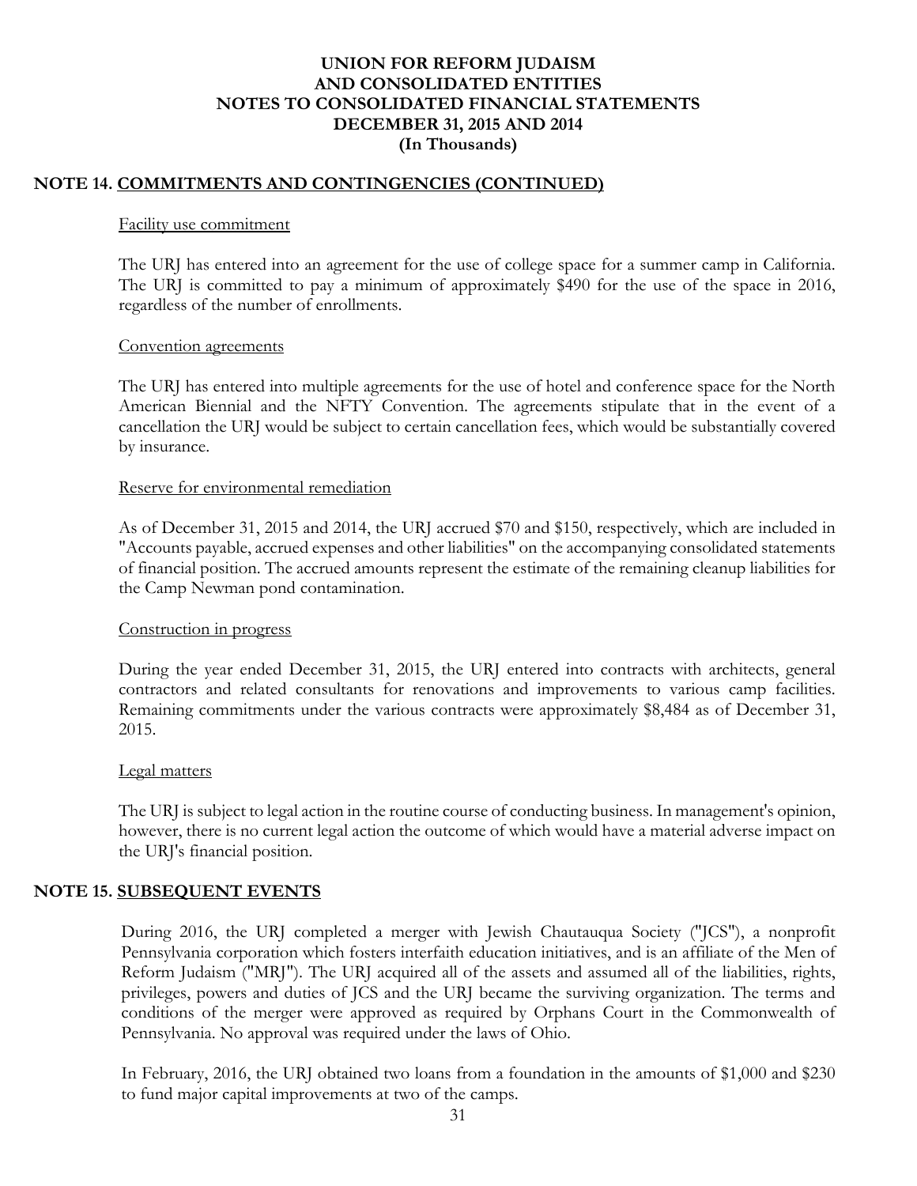# UNION FOR REFORM JUDAISM AND CONSOLIDATED ENTITIES NOTES TO CONSOLIDATED FINANCIAL STATEMENTS DECEMBER 31, 2015 AND 2014 (In Thousands)

## NOTE 14. COMMITMENTS AND CONTINGENCIES (CONTINUED)

### Facility use commitment

The URJ has entered into an agreement for the use of college space for a summer camp in California. The URJ is committed to pay a minimum of approximately $490 for the use of the space in 2016, regardless of the number of enrollments.

### Convention agreements

The URJ has entered into multiple agreements for the use of hotel and conference space for the North American Biennial and the NFTY Convention. The agreements stipulate that in the event of a cancellation the URJ would be subject to certain cancellation fees, which would be substantially covered by insurance.

### Reserve for environmental remediation

As of December 31, 2015 and 2014, the URJ accrued $70 and $150, respectively, which are included in "Accounts payable, accrued expenses and other liabilities" on the accompanying consolidated statements of financial position. The accrued amounts represent the estimate of the remaining cleanup liabilities for the Camp Newman pond contamination.

### Construction in progress

During the year ended December 31, 2015, the URJ entered into contracts with architects, general contractors and related consultants for renovations and improvements to various camp facilities. Remaining commitments under the various contracts were approximately $8,484 as of December 31, 2015.

### Legal matters

The URJ is subject to legal action in the routine course of conducting business. In management's opinion, however, there is no current legal action the outcome of which would have a material adverse impact on the URJ's financial position.

## NOTE 15. SUBSEQUENT EVENTS

During 2016, the URJ completed a merger with Jewish Chautauqua Society ("JCS"), a nonprofit Pennsylvania corporation which fosters interfaith education initiatives, and is an affiliate of the Men of Reform Judaism ("MRJ"). The URJ acquired all of the assets and assumed all of the liabilities, rights, privileges, powers and duties of JCS and the URJ became the surviving organization. The terms and conditions of the merger were approved as required by Orphans Court in the Commonwealth of Pennsylvania. No approval was required under the laws of Ohio.

In February, 2016, the URJ obtained two loans from a foundation in the amounts of $1,000 and $230 to fund major capital improvements at two of the camps.